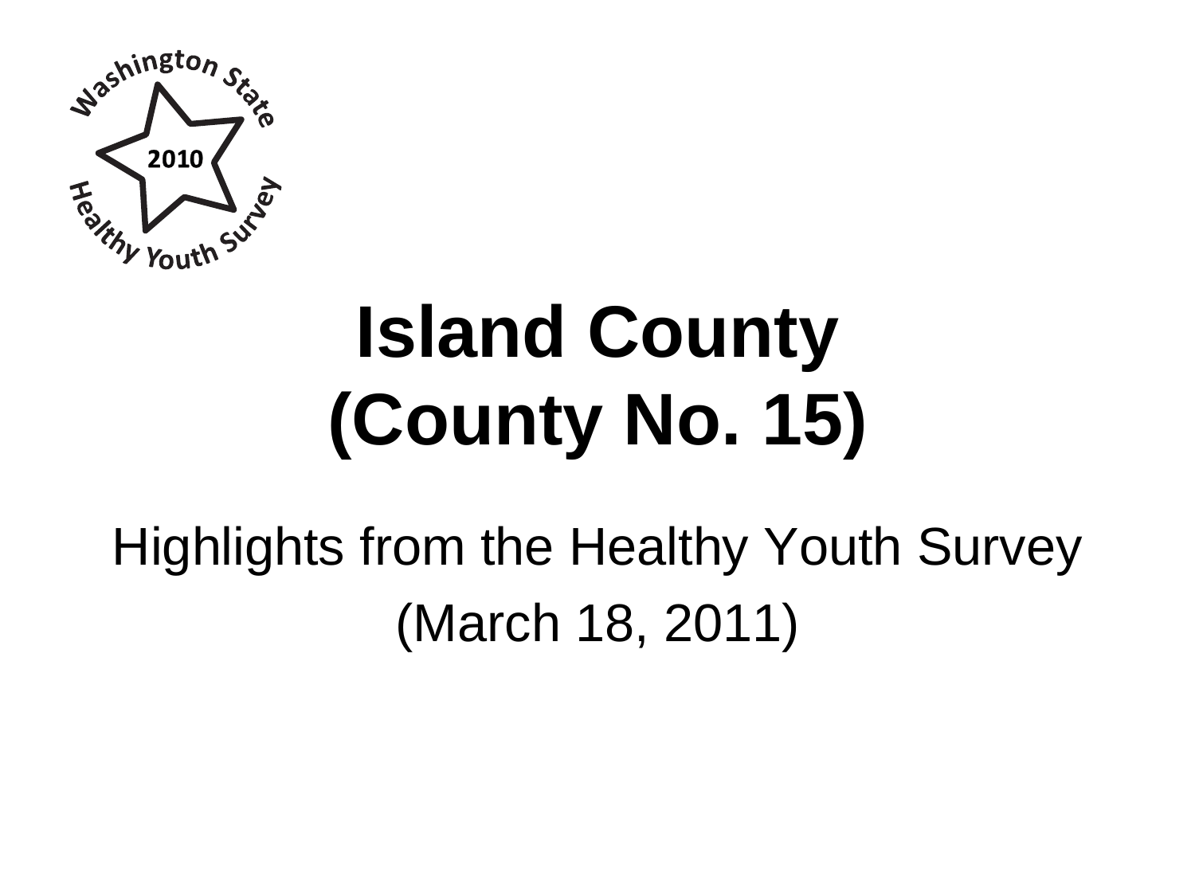# Island County (County No. 15)

Highlights from the Healthy Youth Survey

(March 18, 2011)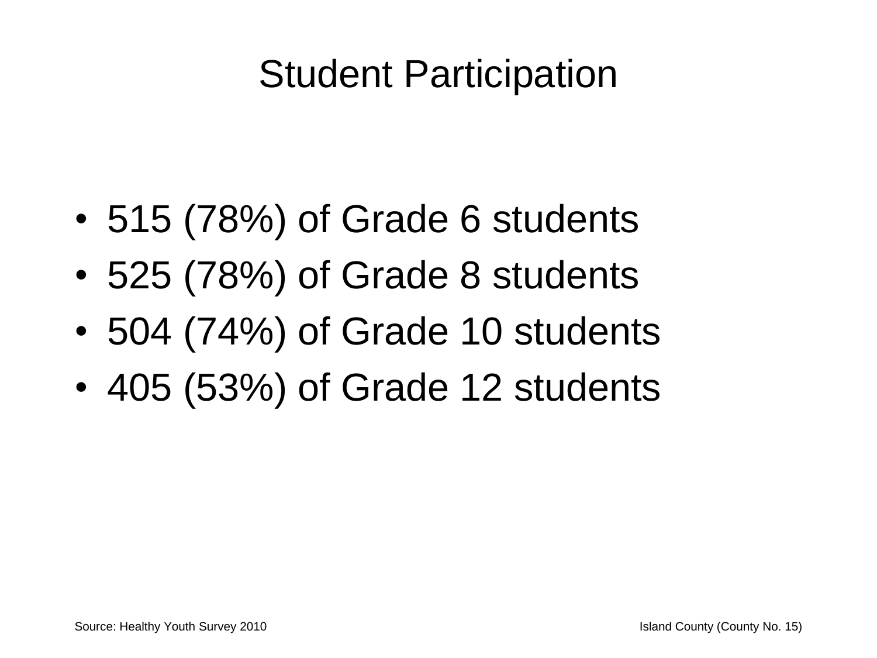# Student Participation

- 515 (78%) of Grade 6 students
- 525 (78%) of Grade 8 students
- 504 (74%) of Grade 10 students
- 405 (53%) of Grade 12 students

Source: Healthy Youth Survey 2010

Island County (County No. 15)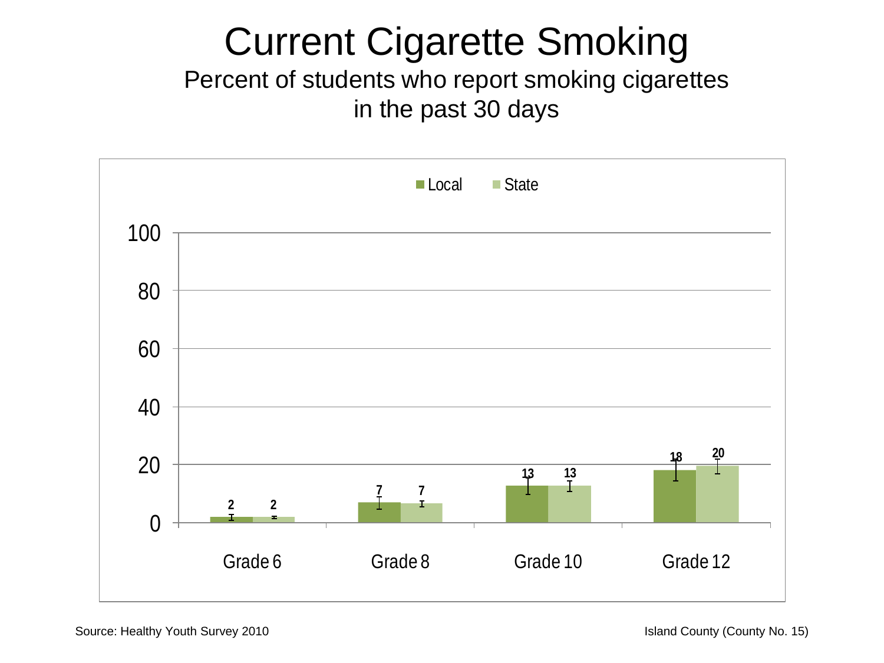# Current Cigarette Smoking

Percent of students who report smoking cigarettes in the past 30 days

| | Local | State |
|---|---|---|
| Grade 6 | 2 | 2 |
| Grade 8 | 7 | 7 |
| Grade 10 | 13 | 13 |
| Grade 12 | 18 | 20 |

Source: Healthy Youth Survey 2010

Island County (County No. 15)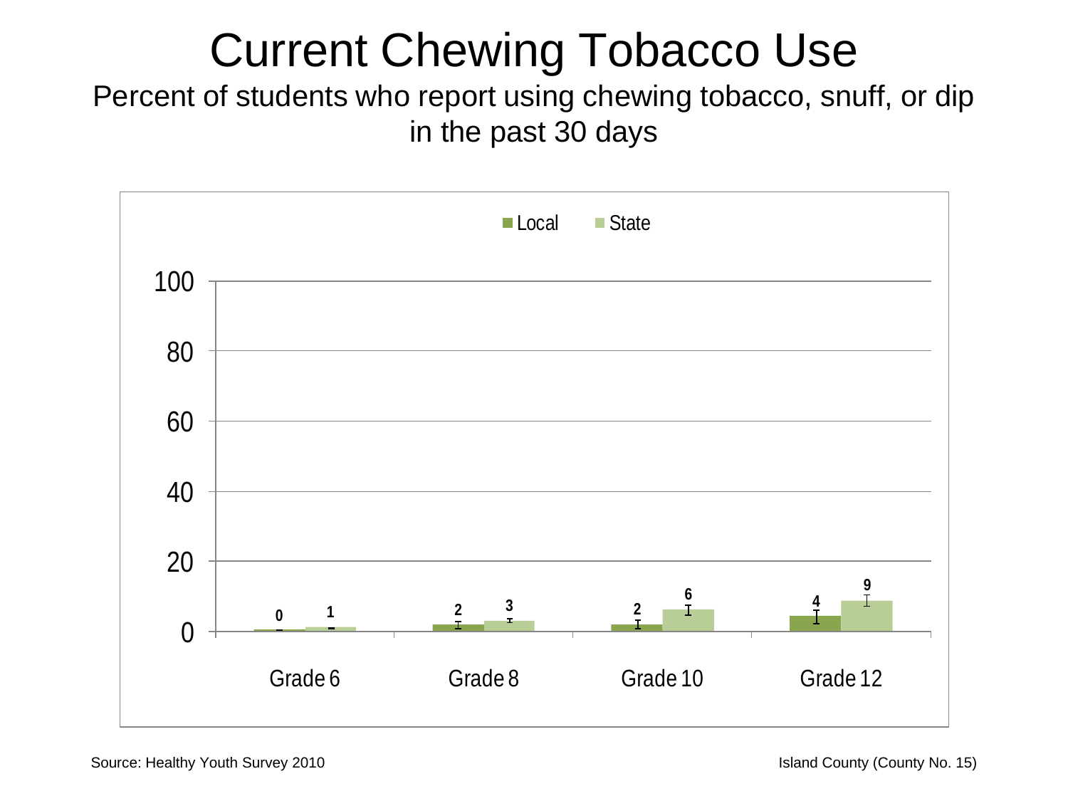# Current Chewing Tobacco Use

Percent of students who report using chewing tobacco, snuff, or dip in the past 30 days

| | Local | State |
|---|---|---|
| Grade 6 | 0 | 1 |
| Grade 8 | 2 | 3 |
| Grade 10 | 2 | 6 |
| Grade 12 | 4 | 9 |

Source: Healthy Youth Survey 2010

Island County (County No. 15)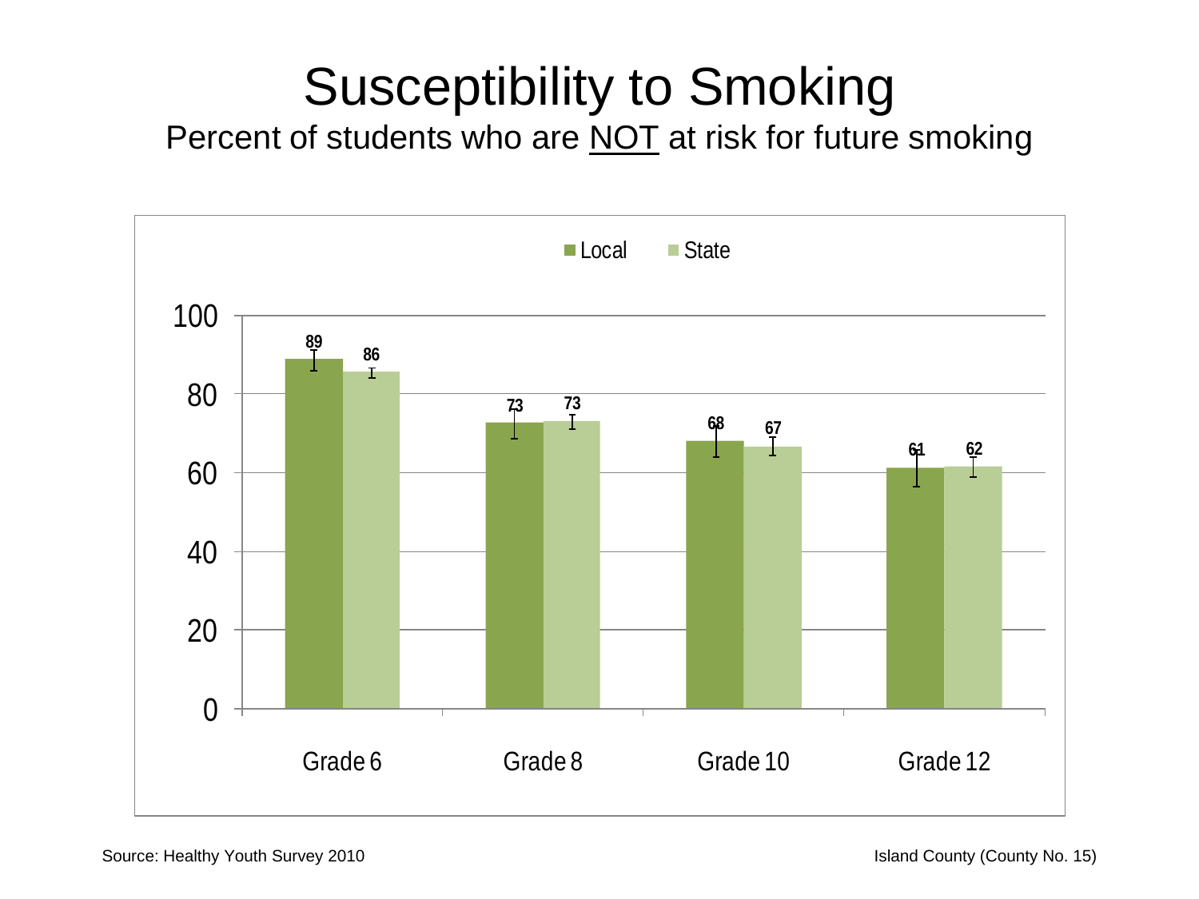# Susceptibility to Smoking

Percent of students who are NOT at risk for future smoking

| | Local | State |
| --- | --- | --- |
| Grade 6 | 89 | 86 |
| Grade 8 | 73 | 73 |
| Grade 10 | 68 | 67 |
| Grade 12 | 61 | 62 |

Source: Healthy Youth Survey 2010

Island County (County No. 15)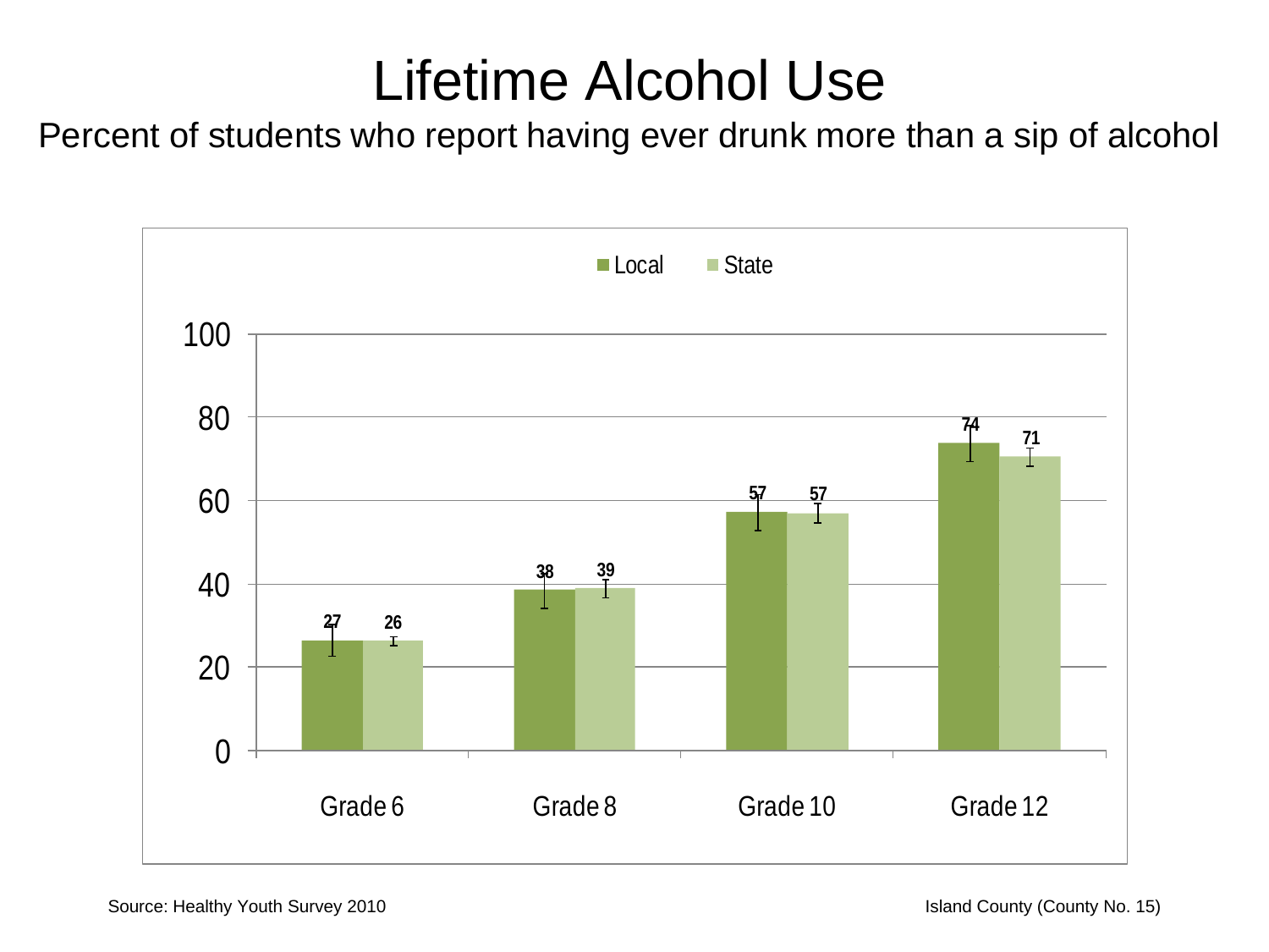# Lifetime Alcohol Use

Percent of students who report having ever drunk more than a sip of alcohol

| | Local | State |
|---|---|---|
| Grade 6 | 27 | 26 |
| Grade 8 | 38 | 39 |
| Grade 10 | 57 | 57 |
| Grade 12 | 74 | 71 |

Source: Healthy Youth Survey 2010

Island County (County No. 15)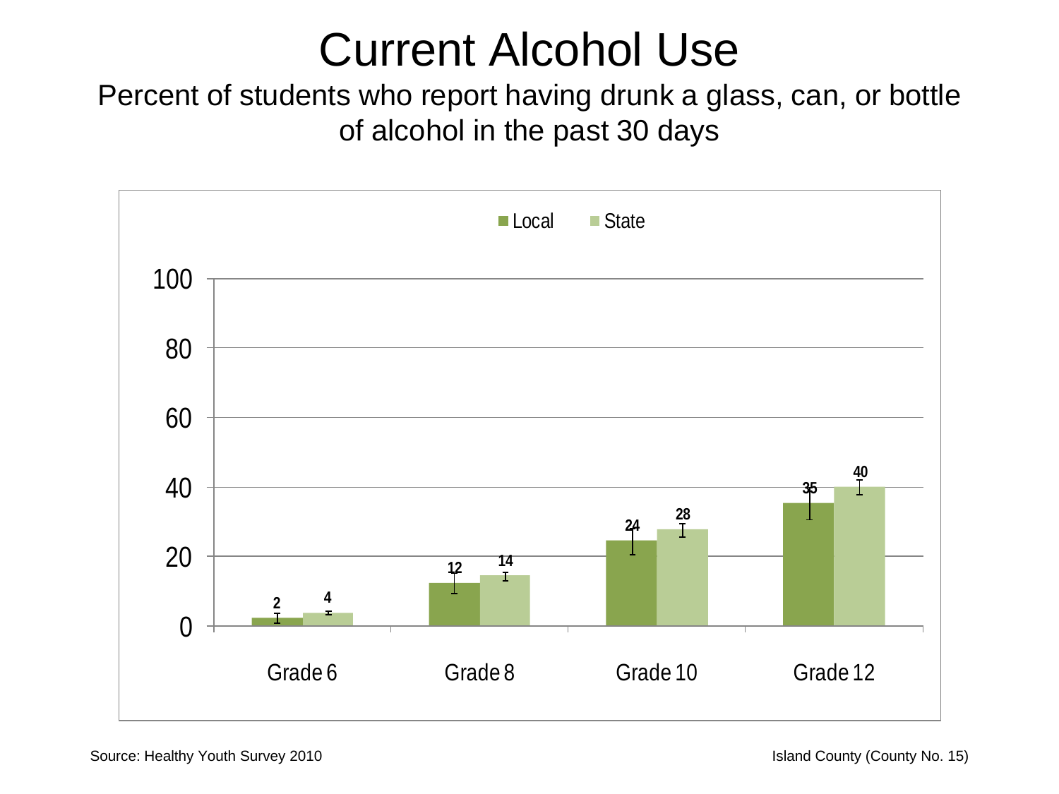# Current Alcohol Use

Percent of students who report having drunk a glass, can, or bottle of alcohol in the past 30 days

| | Local | State |
|---|---|---|
| Grade 6 | 2 | 4 |
| Grade 8 | 12 | 14 |
| Grade 10 | 24 | 28 |
| Grade 12 | 35 | 40 |

Source: Healthy Youth Survey 2010

Island County (County No. 15)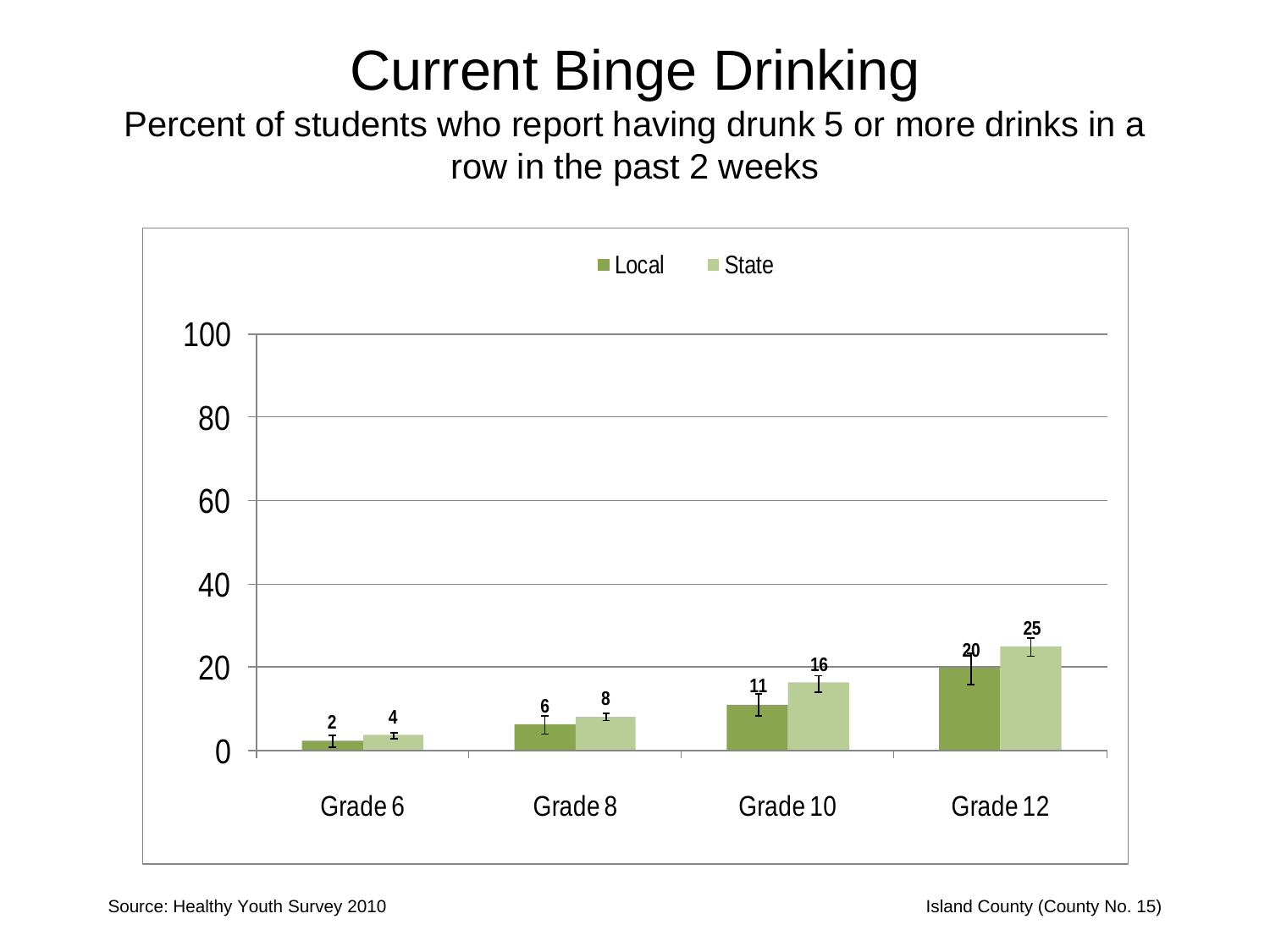# Current Binge Drinking

Percent of students who report having drunk 5 or more drinks in a row in the past 2 weeks

| | Local | State |
|---|---|---|
| Grade 6 | 2 | 4 |
| Grade 8 | 6 | 8 |
| Grade 10 | 11 | 16 |
| Grade 12 | 20 | 25 |

Source: Healthy Youth Survey 2010

Island County (County No. 15)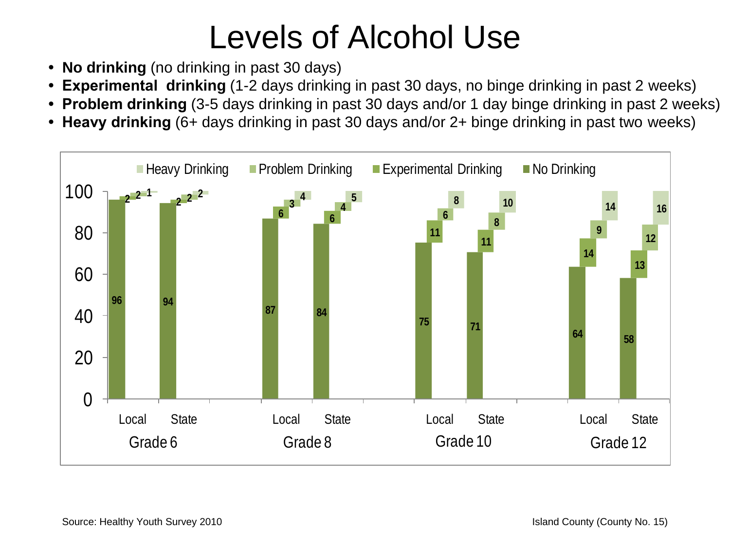# Levels of Alcohol Use

- **No drinking** (no drinking in past 30 days)
- **Experimental drinking** (1-2 days drinking in past 30 days, no binge drinking in past 2 weeks)
- **Problem drinking** (3-5 days drinking in past 30 days and/or 1 day binge drinking in past 2 weeks)
- **Heavy drinking** (6+ days drinking in past 30 days and/or 2+ binge drinking in past two weeks)

| Grade | Location | No Drinking | Experimental Drinking | Problem Drinking | Heavy Drinking |
|---|---|---|---|---|---|
| Grade 6 | Local | 96 | 2 | 2 | 1 |
| Grade 6 | State | 94 | 2 | 2 | 2 |
| Grade 8 | Local | 87 | 6 | 3 | 4 |
| Grade 8 | State | 84 | 6 | 4 | 5 |
| Grade 10 | Local | 75 | 11 | 6 | 8 |
| Grade 10 | State | 71 | 11 | 8 | 10 |
| Grade 12 | Local | 64 | 14 | 9 | 14 |
| Grade 12 | State | 58 | 13 | 12 | 16 |

Source: Healthy Youth Survey 2010

Island County (County No. 15)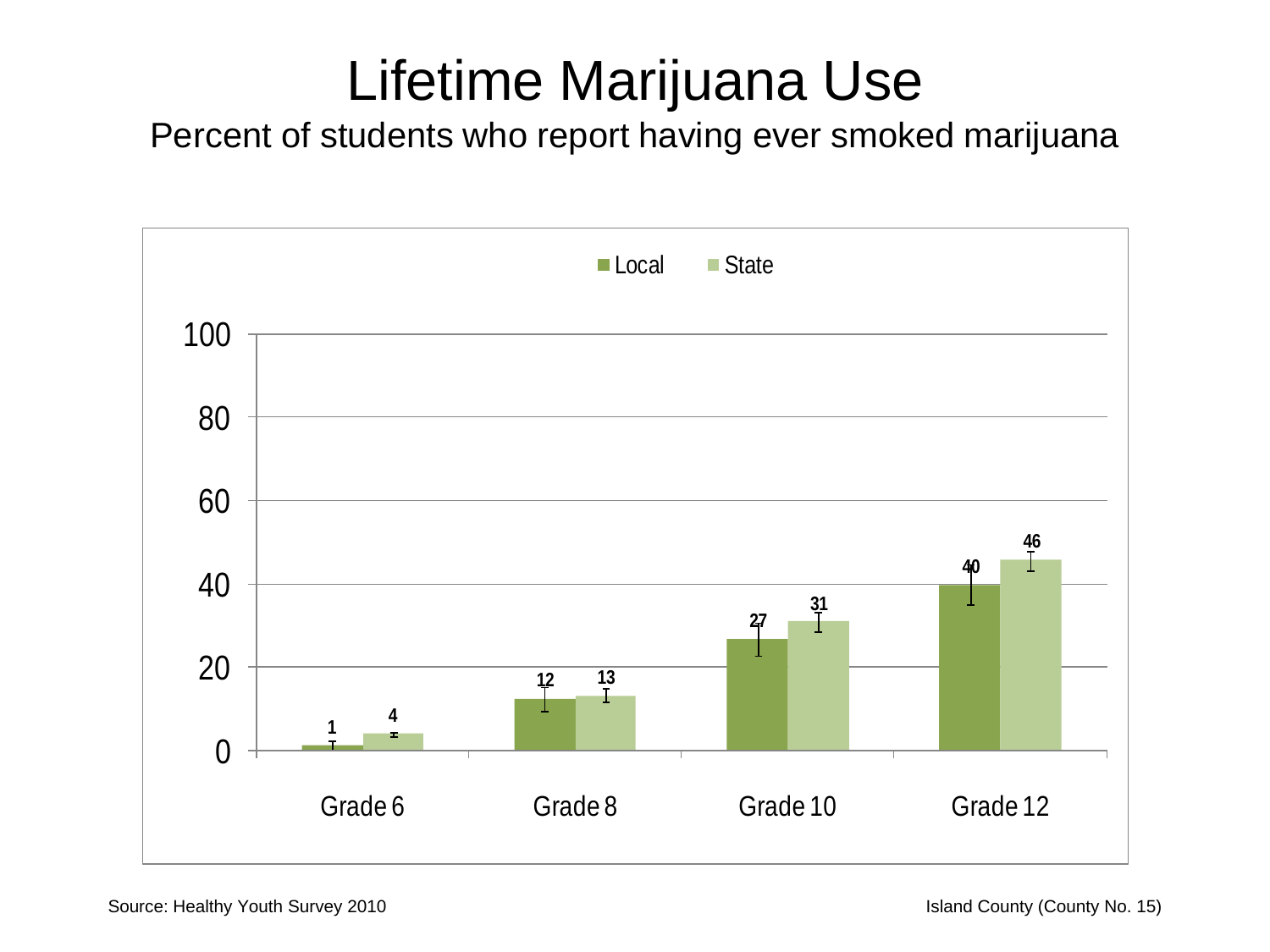# Lifetime Marijuana Use

Percent of students who report having ever smoked marijuana

| | Local | State |
|---|---|---|
| Grade 6 | 1 | 4 |
| Grade 8 | 12 | 13 |
| Grade 10 | 27 | 31 |
| Grade 12 | 40 | 46 |

Source: Healthy Youth Survey 2010

Island County (County No. 15)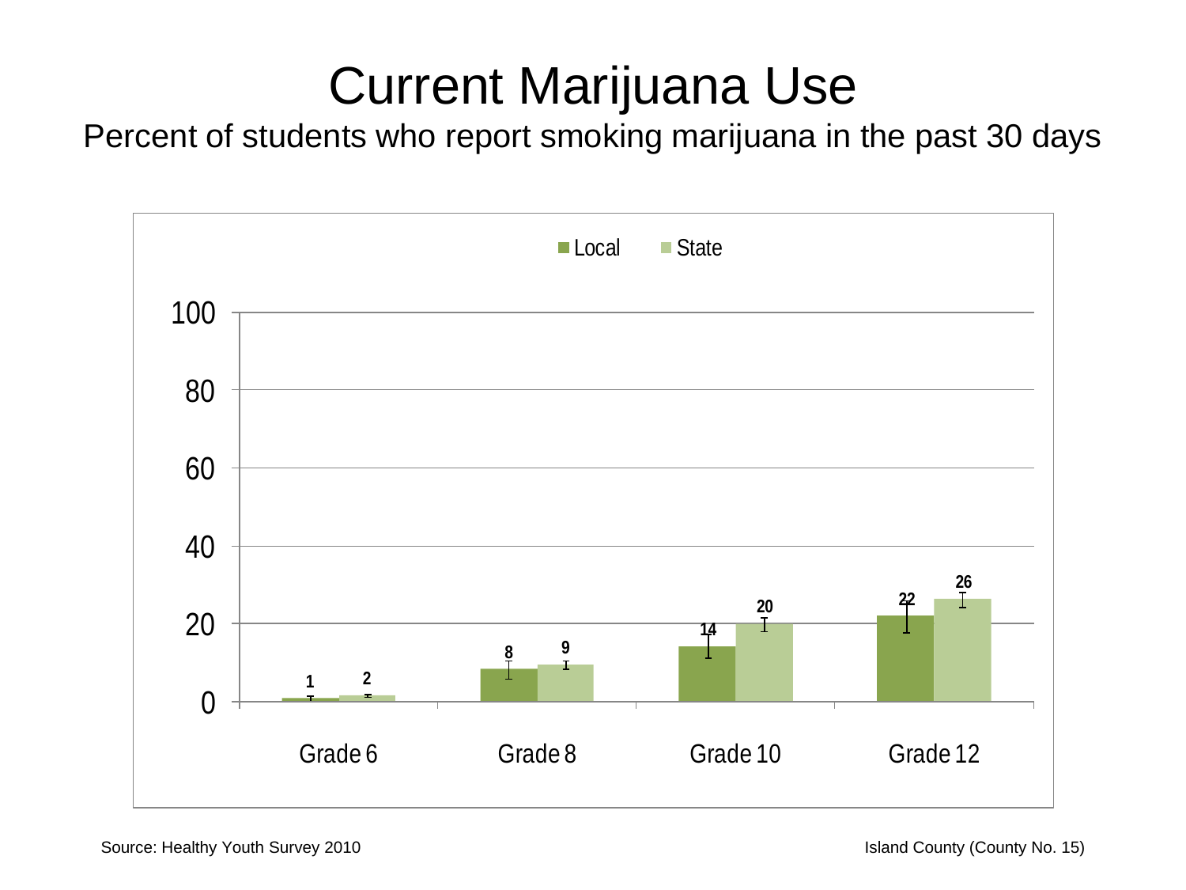# Current Marijuana Use

Percent of students who report smoking marijuana in the past 30 days

| | Local | State |
| --- | --- | --- |
| Grade 6 | 1 | 2 |
| Grade 8 | 8 | 9 |
| Grade 10 | 14 | 20 |
| Grade 12 | 22 | 26 |

Source: Healthy Youth Survey 2010

Island County (County No. 15)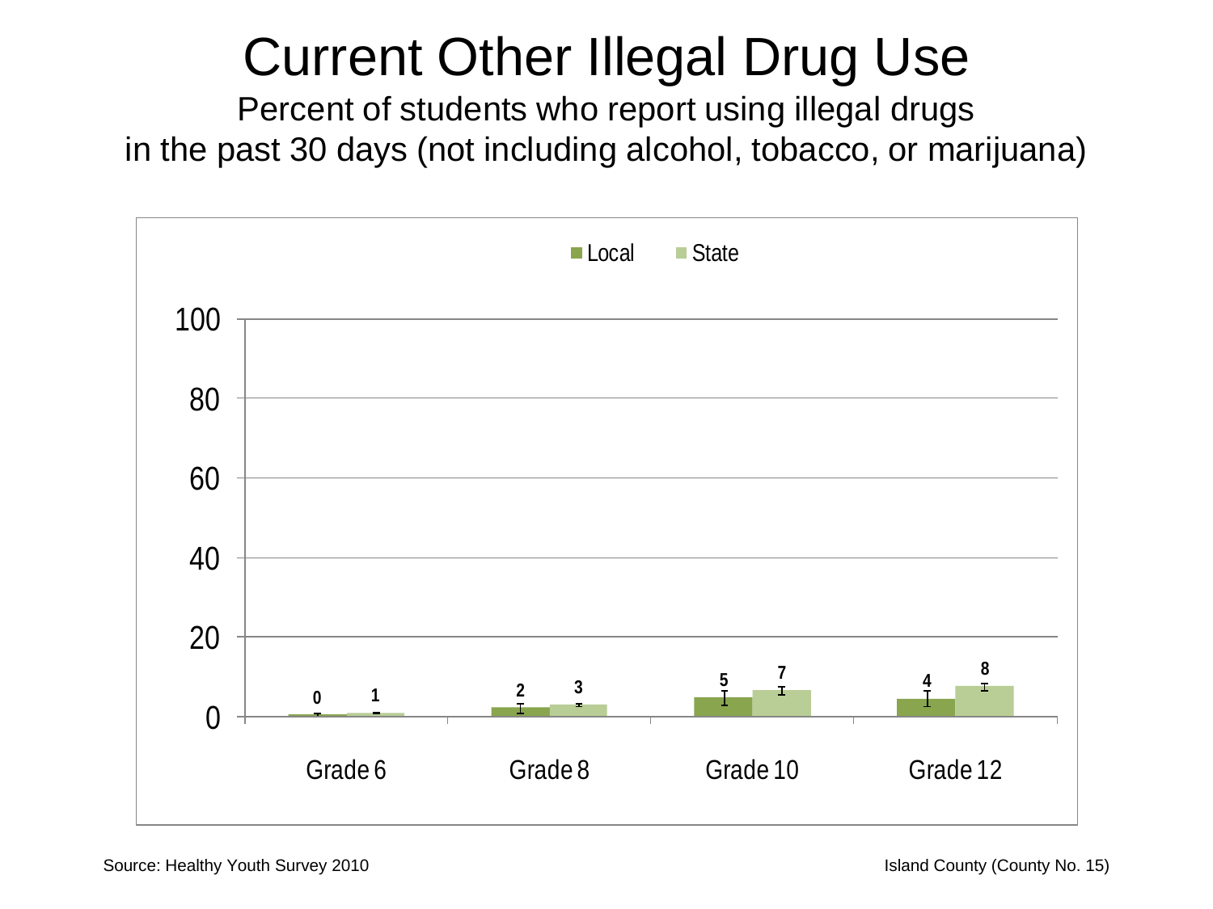# Current Other Illegal Drug Use

Percent of students who report using illegal drugs in the past 30 days (not including alcohol, tobacco, or marijuana)

| | Local | State |
|---|---|---|
| Grade 6 | 0 | 1 |
| Grade 8 | 2 | 3 |
| Grade 10 | 5 | 7 |
| Grade 12 | 4 | 8 |

Source: Healthy Youth Survey 2010

Island County (County No. 15)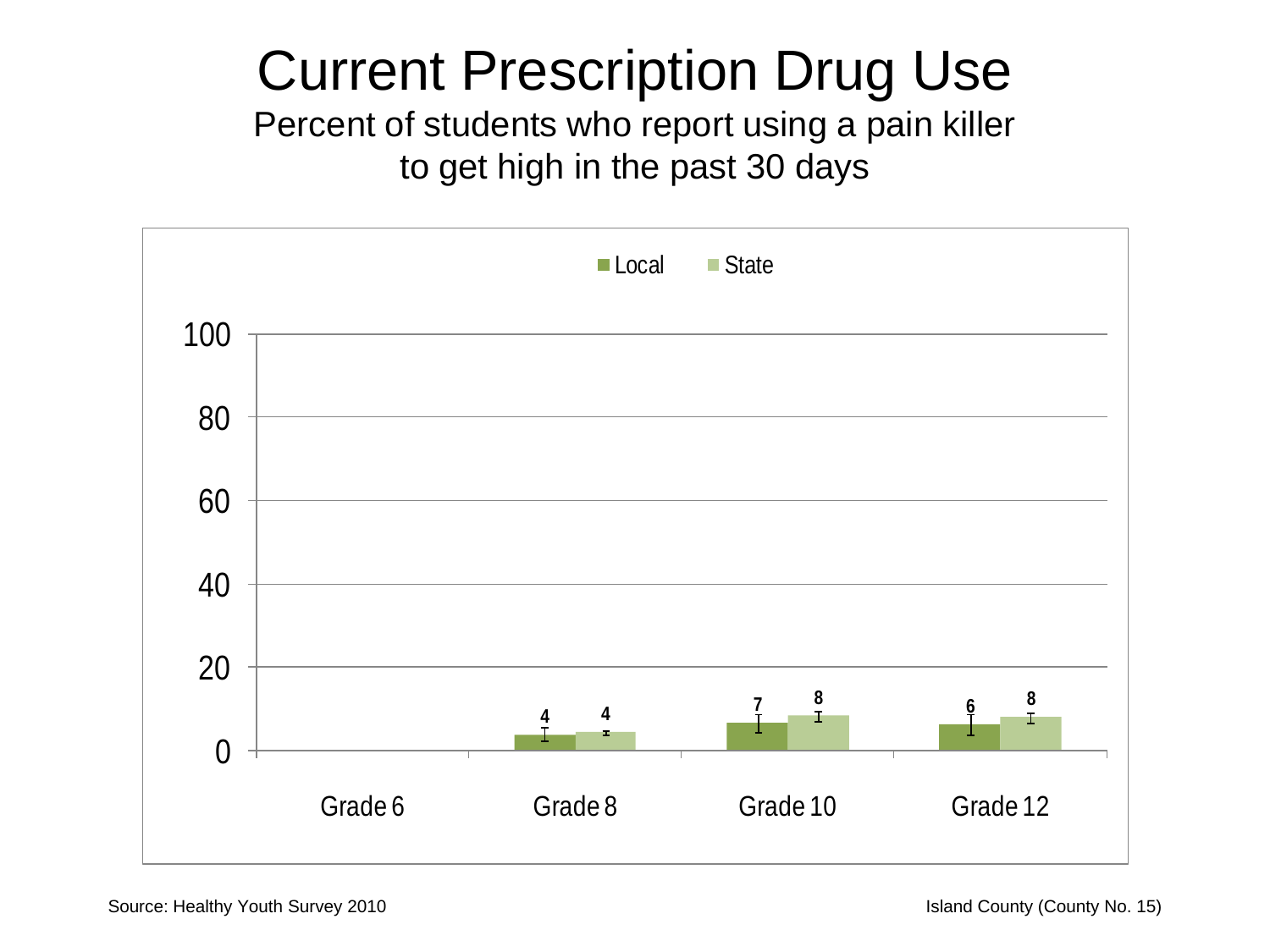# Current Prescription Drug Use

Percent of students who report using a pain killer to get high in the past 30 days

| | Local | State |
|---|---|---|
| Grade 6 | | |
| Grade 8 | 4 | 4 |
| Grade 10 | 7 | 8 |
| Grade 12 | 6 | 8 |

Source: Healthy Youth Survey 2010

Island County (County No. 15)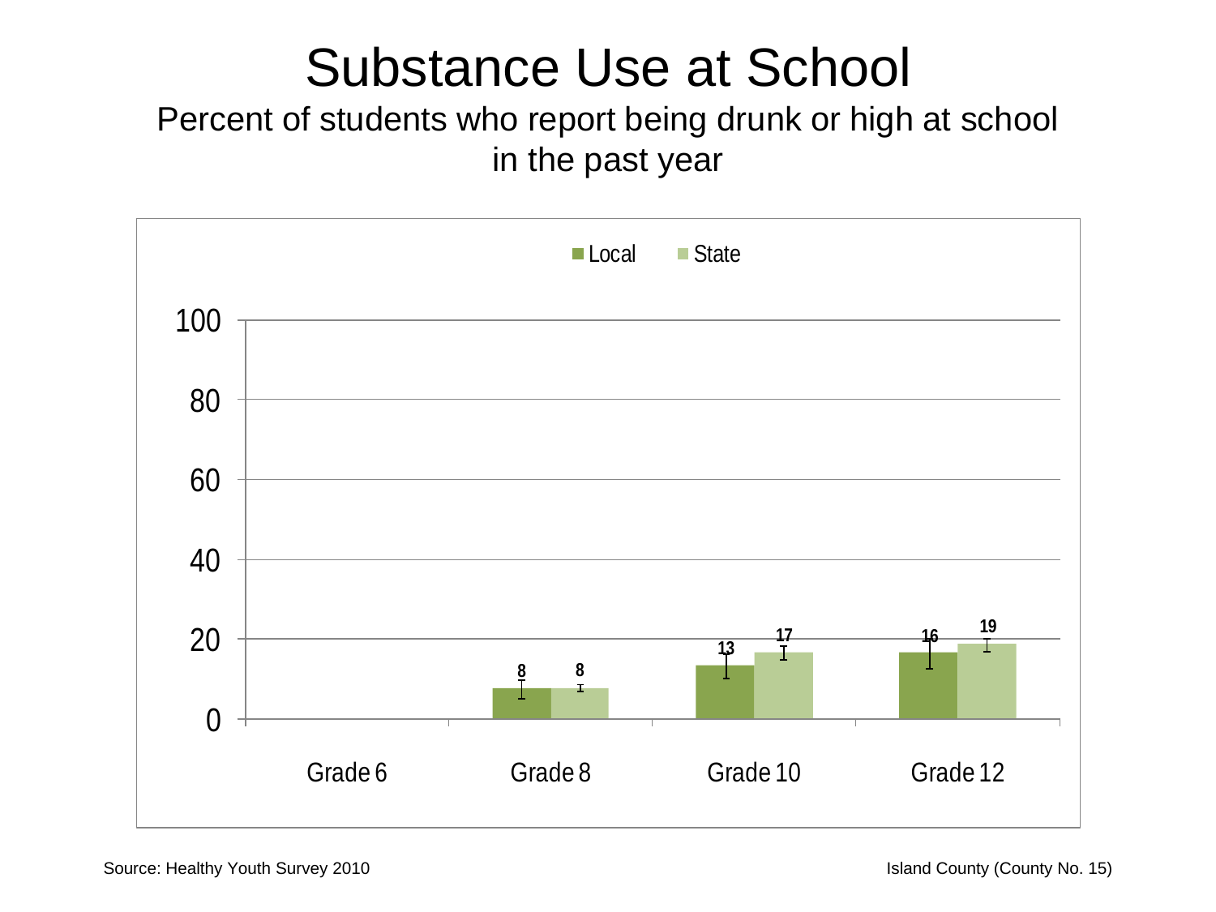# Substance Use at School

Percent of students who report being drunk or high at school in the past year

| | Local | State |
|---|---|---|
| Grade 6 | | |
| Grade 8 | 8 | 8 |
| Grade 10 | 13 | 17 |
| Grade 12 | 16 | 19 |

Source: Healthy Youth Survey 2010

Island County (County No. 15)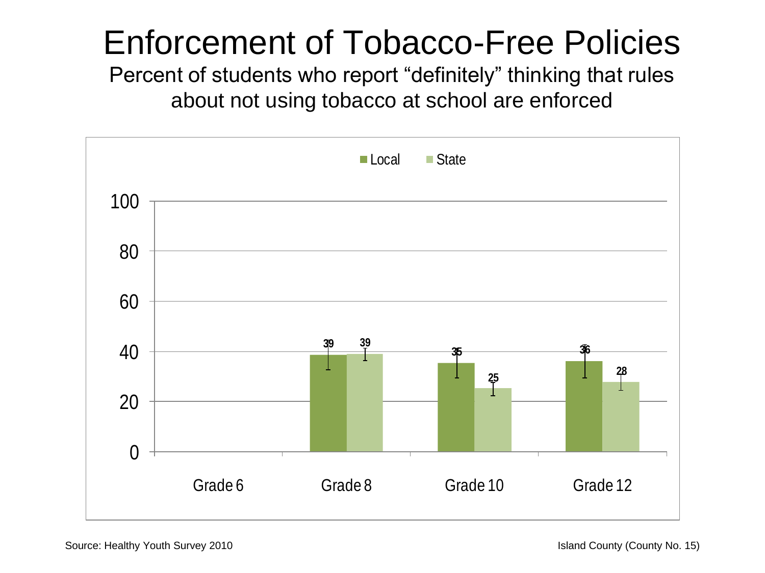# Enforcement of Tobacco-Free Policies

Percent of students who report "definitely" thinking that rules about not using tobacco at school are enforced

| | Local | State |
|---|---|---|
| Grade 6 | | |
| Grade 8 | 39 | 39 |
| Grade 10 | 35 | 25 |
| Grade 12 | 36 | 28 |

Source: Healthy Youth Survey 2010

Island County (County No. 15)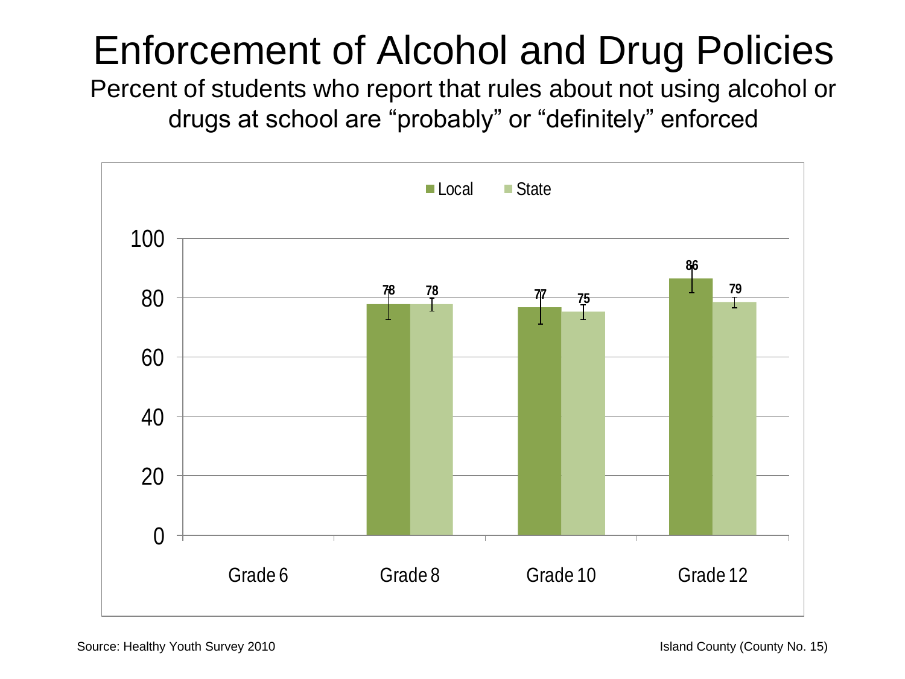# Enforcement of Alcohol and Drug Policies

Percent of students who report that rules about not using alcohol or drugs at school are "probably" or "definitely" enforced

| | Local | State |
|---|---|---|
| Grade 6 | | |
| Grade 8 | 78 | 78 |
| Grade 10 | 77 | 75 |
| Grade 12 | 86 | 79 |

Source: Healthy Youth Survey 2010

Island County (County No. 15)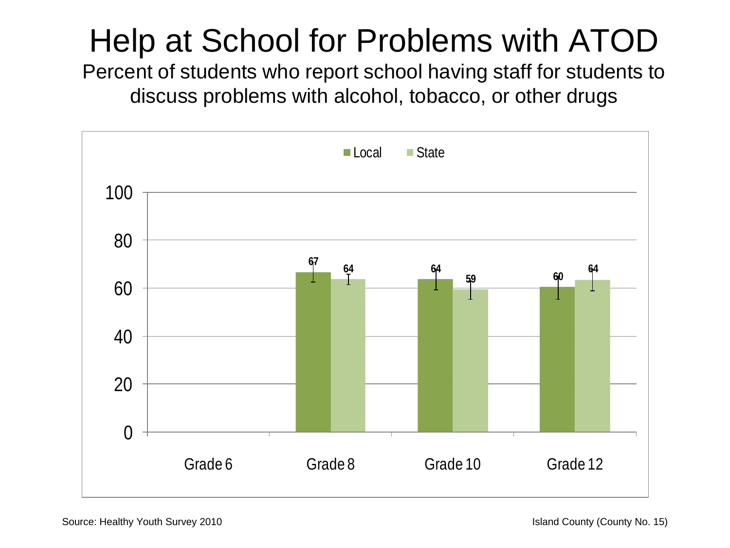# Help at School for Problems with ATOD

Percent of students who report school having staff for students to discuss problems with alcohol, tobacco, or other drugs

| | Local | State |
|---|---|---|
| Grade 6 | | |
| Grade 8 | 67 | 64 |
| Grade 10 | 64 | 59 |
| Grade 12 | 60 | 64 |

Source: Healthy Youth Survey 2010

Island County (County No. 15)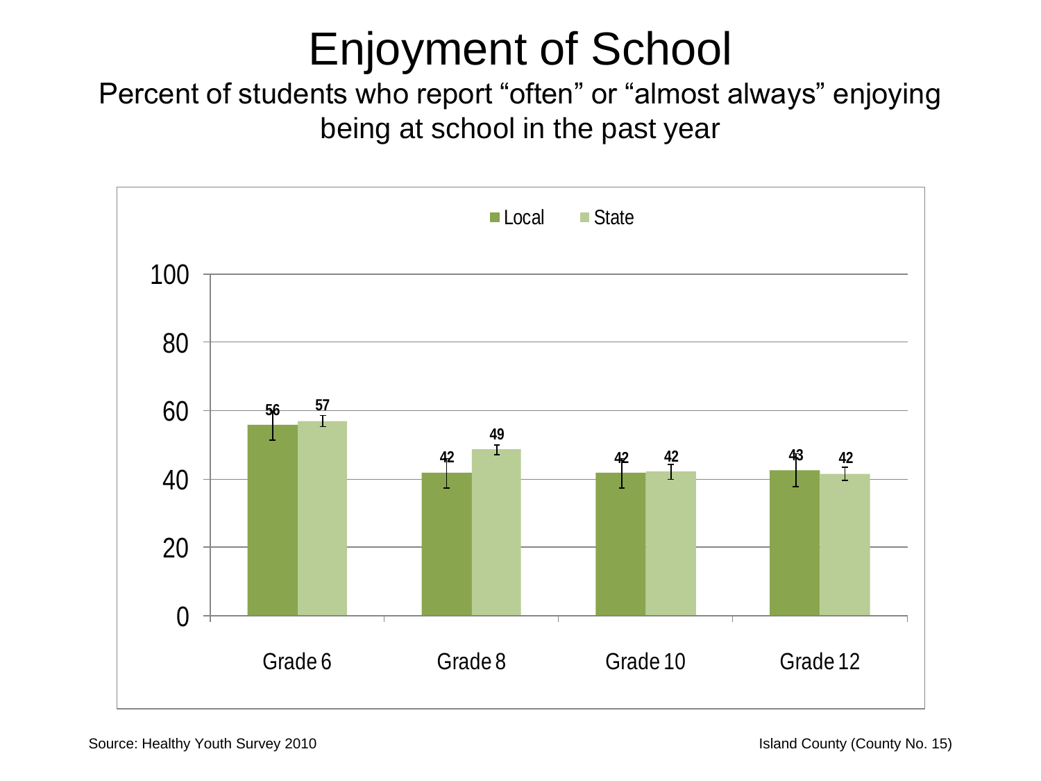# Enjoyment of School

Percent of students who report "often" or "almost always" enjoying being at school in the past year

| | Local | State |
|---|---|---|
| Grade 6 | 56 | 57 |
| Grade 8 | 42 | 49 |
| Grade 10 | 42 | 42 |
| Grade 12 | 43 | 42 |

Source: Healthy Youth Survey 2010

Island County (County No. 15)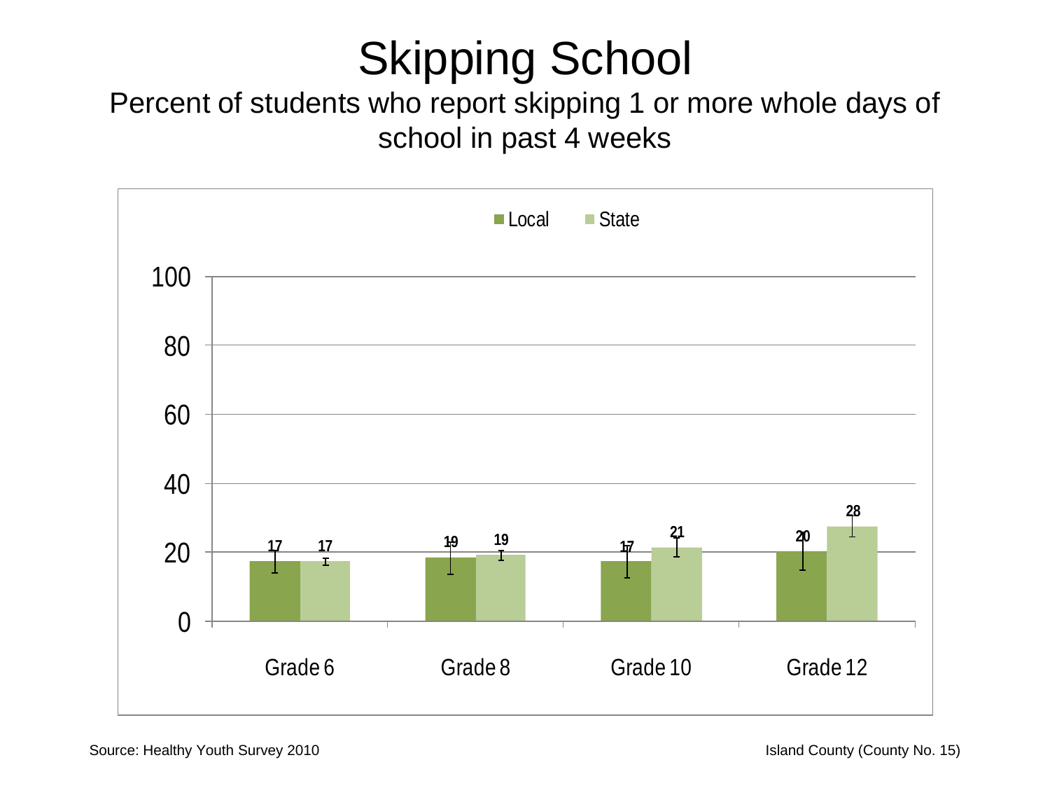# Skipping School

Percent of students who report skipping 1 or more whole days of school in past 4 weeks

| | Local | State |
|---|---|---|
| Grade 6 | 17 | 17 |
| Grade 8 | 19 | 19 |
| Grade 10 | 17 | 21 |
| Grade 12 | 20 | 28 |

Source: Healthy Youth Survey 2010

Island County (County No. 15)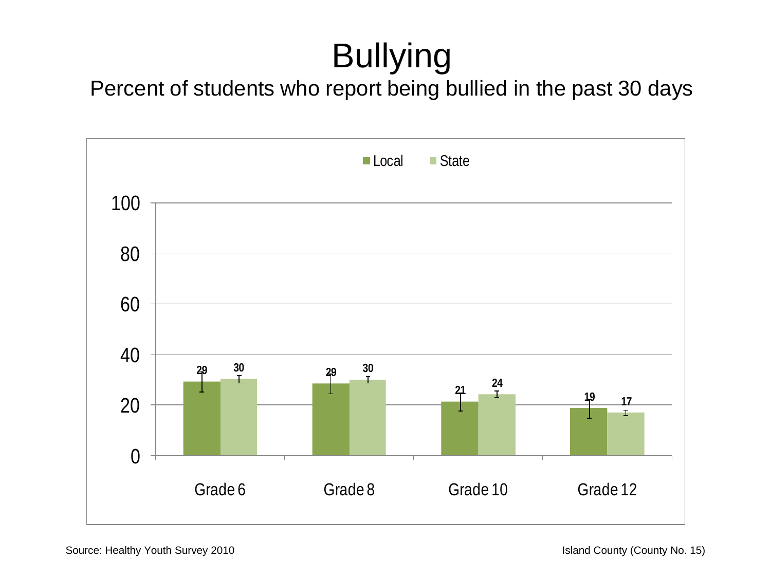# Bullying

Percent of students who report being bullied in the past 30 days

| | Local | State |
|---|---|---|
| Grade 6 | 29 | 30 |
| Grade 8 | 29 | 30 |
| Grade 10 | 21 | 24 |
| Grade 12 | 19 | 17 |

Source: Healthy Youth Survey 2010

Island County (County No. 15)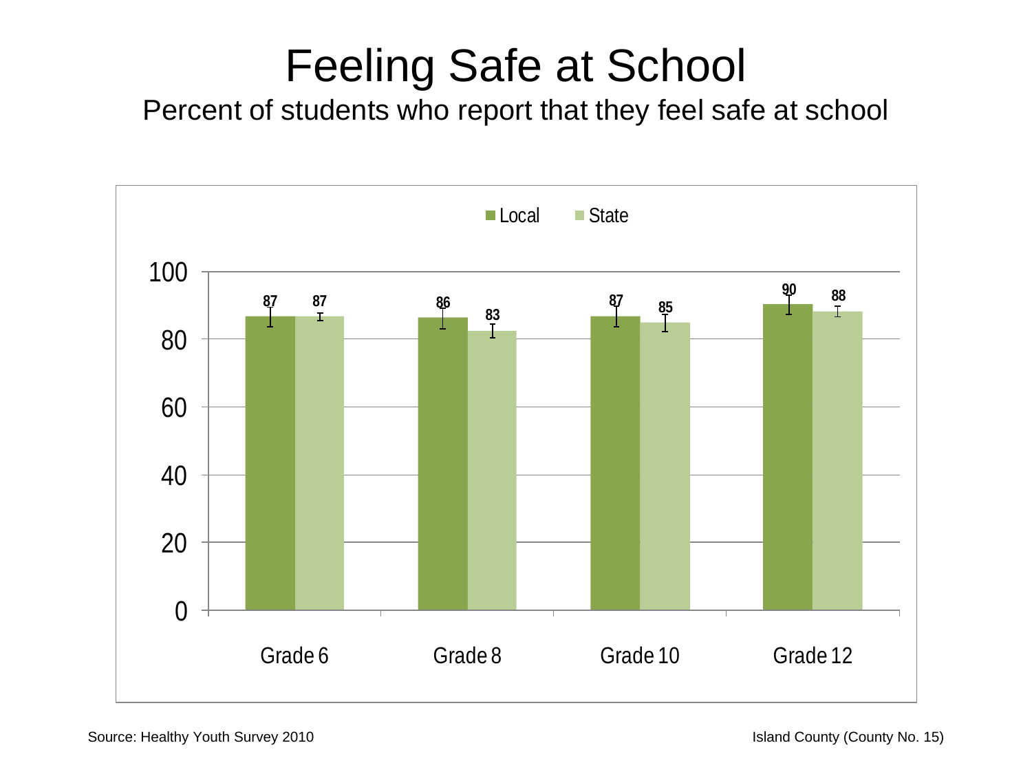# Feeling Safe at School

Percent of students who report that they feel safe at school

| | Local | State |
|---|---|---|
| Grade 6 | 87 | 87 |
| Grade 8 | 86 | 83 |
| Grade 10 | 87 | 85 |
| Grade 12 | 90 | 88 |

Source: Healthy Youth Survey 2010

Island County (County No. 15)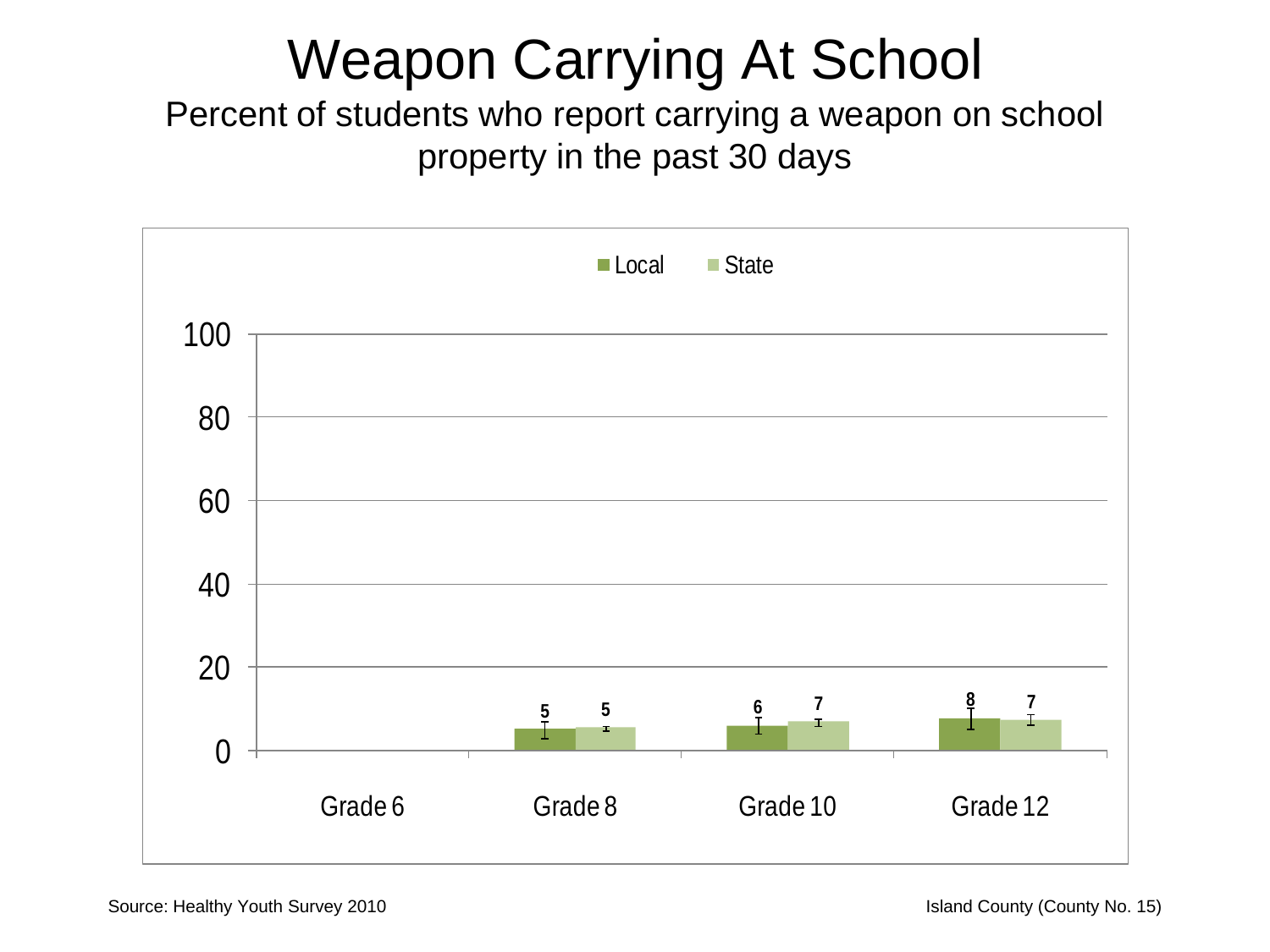# Weapon Carrying At School

Percent of students who report carrying a weapon on school property in the past 30 days

| | Local | State |
|---|---|---|
| Grade 6 | | |
| Grade 8 | 5 | 5 |
| Grade 10 | 6 | 7 |
| Grade 12 | 8 | 7 |

Source: Healthy Youth Survey 2010

Island County (County No. 15)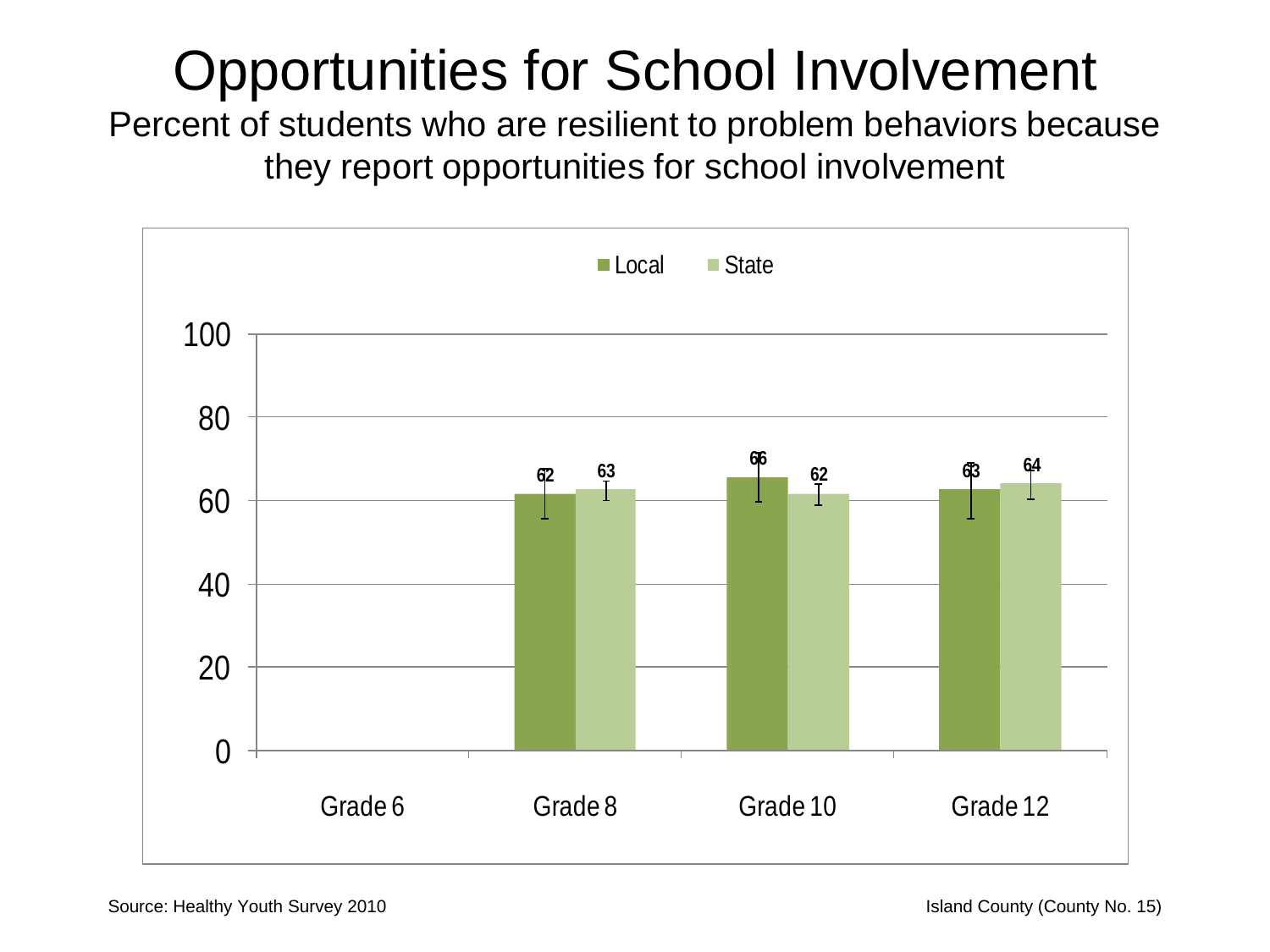# Opportunities for School Involvement

Percent of students who are resilient to problem behaviors because they report opportunities for school involvement

| | Local | State |
|---|---|---|
| Grade 6 | | |
| Grade 8 | 62 | 63 |
| Grade 10 | 66 | 62 |
| Grade 12 | 63 | 64 |

Source: Healthy Youth Survey 2010

Island County (County No. 15)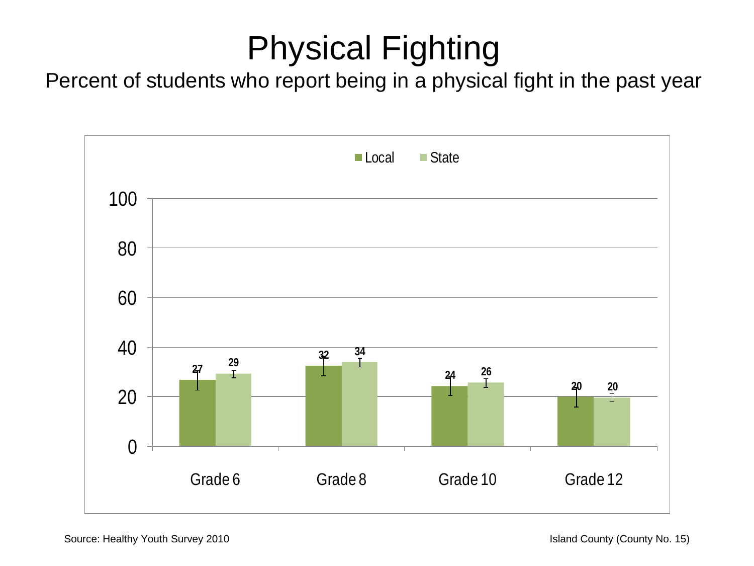# Physical Fighting

Percent of students who report being in a physical fight in the past year

| | Local | State |
|---|---|---|
| Grade 6 | 27 | 29 |
| Grade 8 | 32 | 34 |
| Grade 10 | 24 | 26 |
| Grade 12 | 20 | 20 |

Source: Healthy Youth Survey 2010

Island County (County No. 15)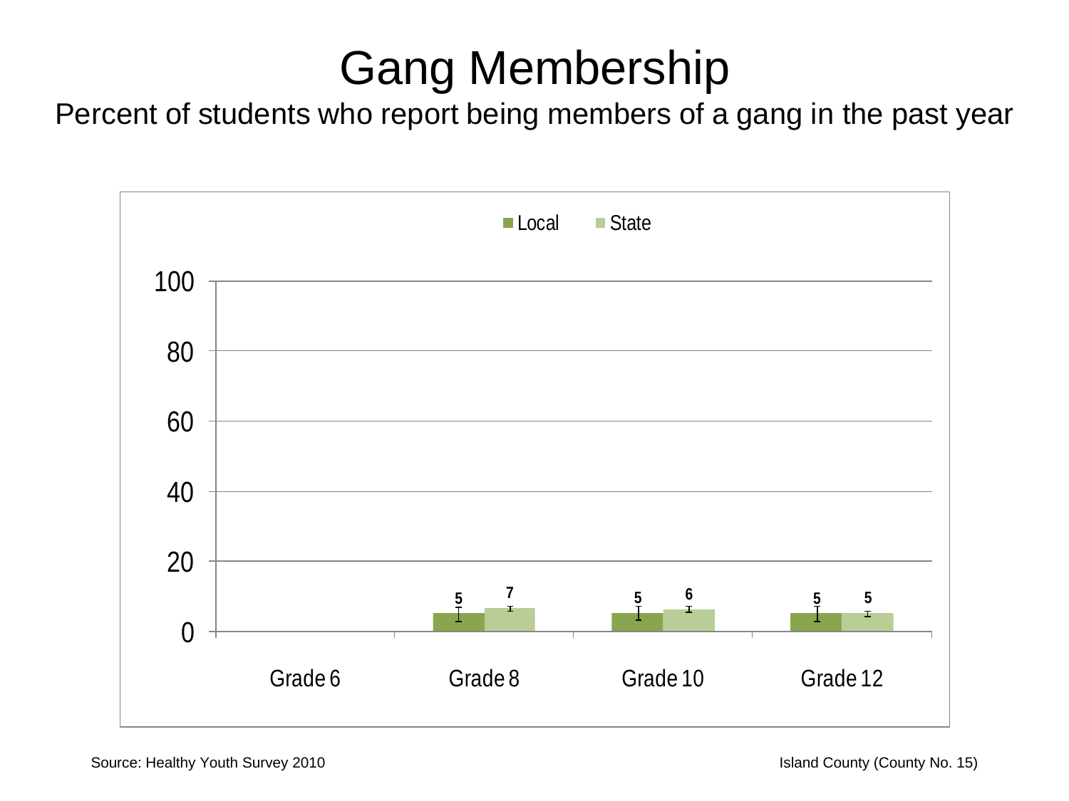# Gang Membership

Percent of students who report being members of a gang in the past year

| | Local | State |
|---|---|---|
| Grade 6 | | |
| Grade 8 | 5 | 7 |
| Grade 10 | 5 | 6 |
| Grade 12 | 5 | 5 |

Source: Healthy Youth Survey 2010

Island County (County No. 15)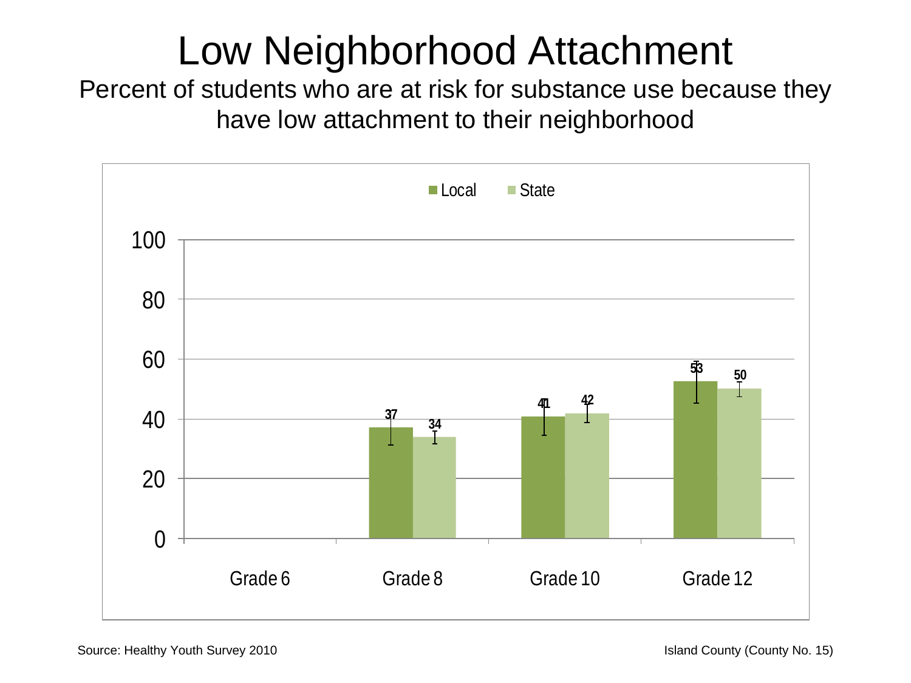# Low Neighborhood Attachment

Percent of students who are at risk for substance use because they have low attachment to their neighborhood

| | Local | State |
|---|---|---|
| Grade 6 | | |
| Grade 8 | 37 | 34 |
| Grade 10 | 41 | 42 |
| Grade 12 | 53 | 50 |

Source: Healthy Youth Survey 2010

Island County (County No. 15)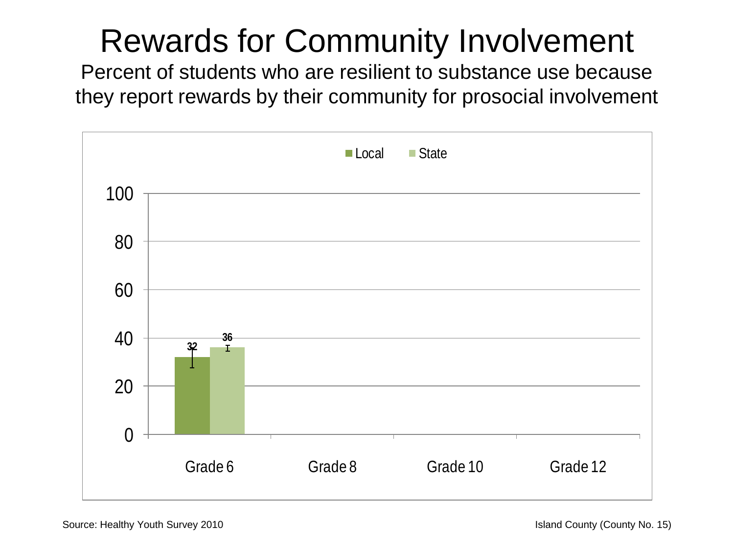# Rewards for Community Involvement

Percent of students who are resilient to substance use because they report rewards by their community for prosocial involvement

| | Local | State |
|---|---|---|
| Grade 6 | 32 | 36 |
| Grade 8 | | |
| Grade 10 | | |
| Grade 12 | | |

Source: Healthy Youth Survey 2010

Island County (County No. 15)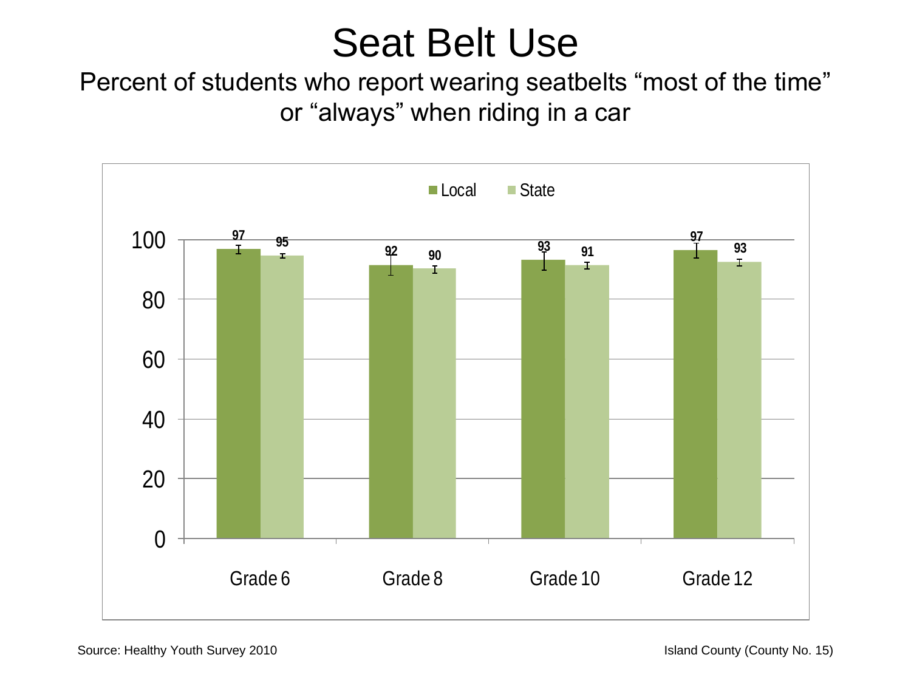# Seat Belt Use

Percent of students who report wearing seatbelts "most of the time" or "always" when riding in a car

| | Local | State |
|---|---|---|
| Grade 6 | 97 | 95 |
| Grade 8 | 92 | 90 |
| Grade 10 | 93 | 91 |
| Grade 12 | 97 | 93 |

Source: Healthy Youth Survey 2010

Island County (County No. 15)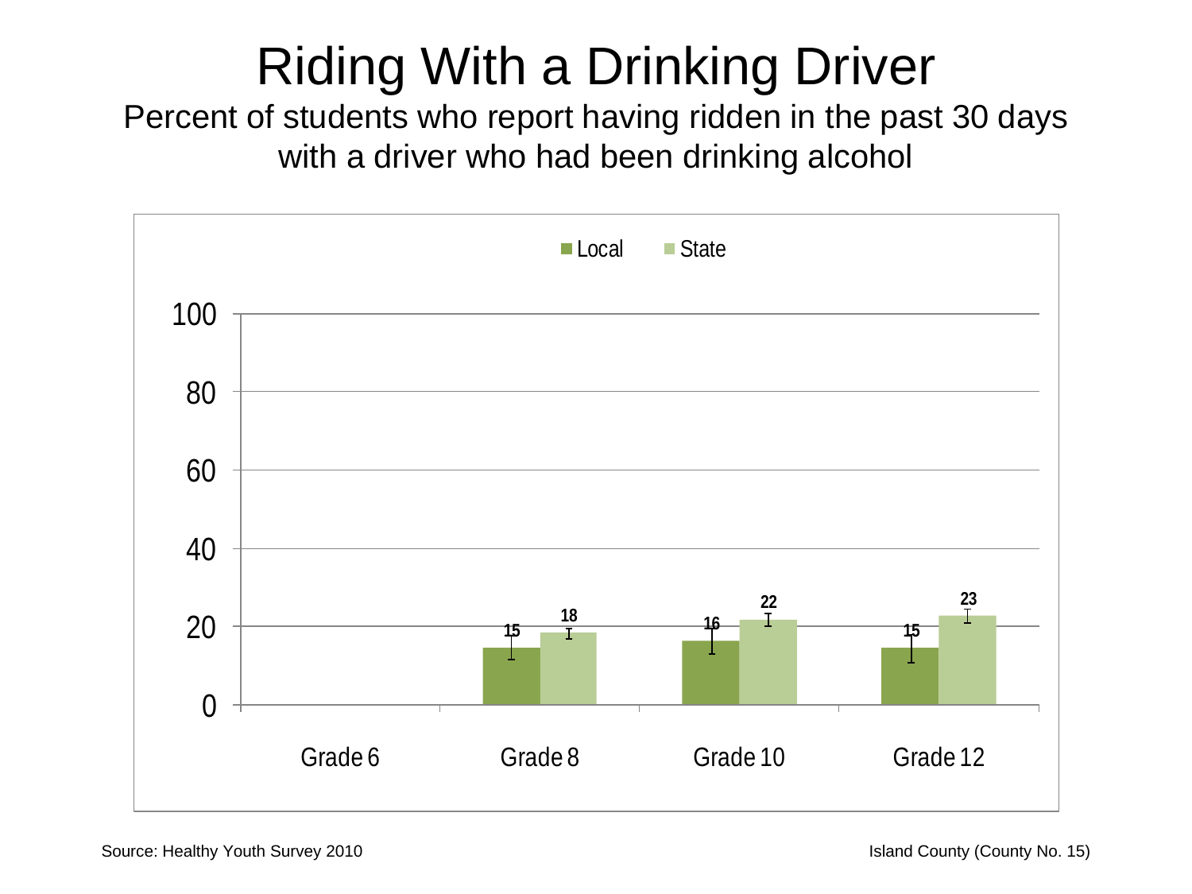# Riding With a Drinking Driver

Percent of students who report having ridden in the past 30 days with a driver who had been drinking alcohol

| | Local | State |
|---|---|---|
| Grade 6 | | |
| Grade 8 | 15 | 18 |
| Grade 10 | 16 | 22 |
| Grade 12 | 15 | 23 |

Source: Healthy Youth Survey 2010

Island County (County No. 15)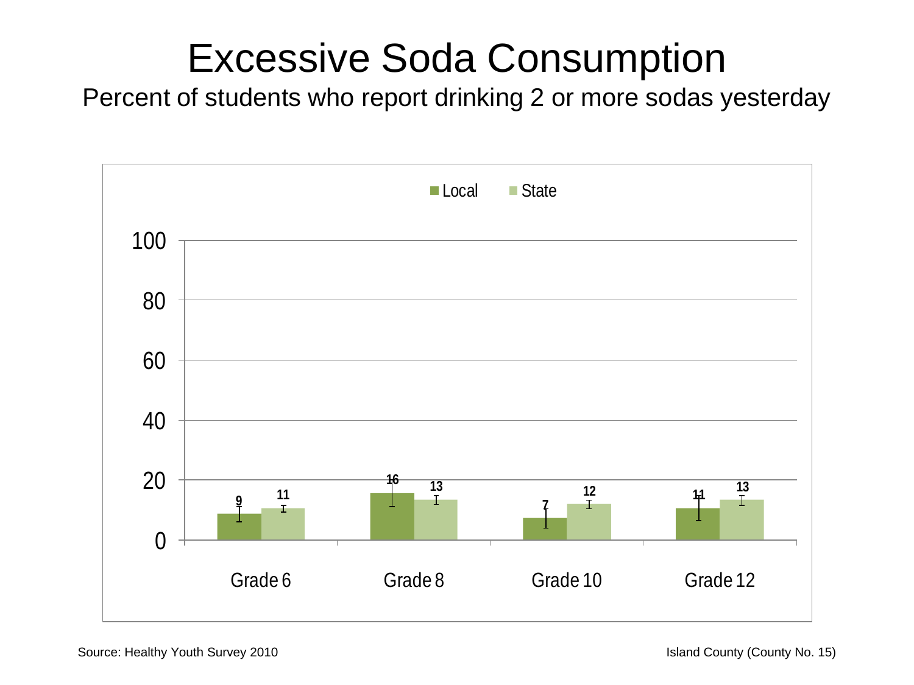# Excessive Soda Consumption

Percent of students who report drinking 2 or more sodas yesterday

| | Local | State |
|---|---|---|
| Grade 6 | 9 | 11 |
| Grade 8 | 16 | 13 |
| Grade 10 | 7 | 12 |
| Grade 12 | 11 | 13 |

Source: Healthy Youth Survey 2010

Island County (County No. 15)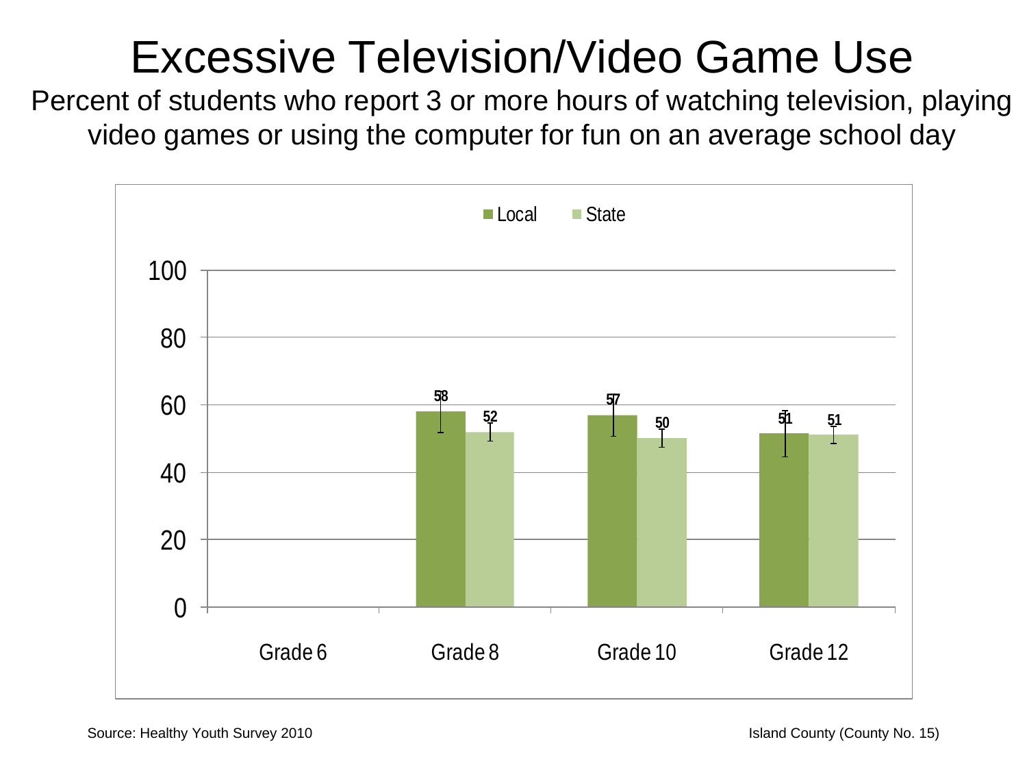# Excessive Television/Video Game Use

Percent of students who report 3 or more hours of watching television, playing video games or using the computer for fun on an average school day

| | Local | State |
|---|---|---|
| Grade 6 | | |
| Grade 8 | 58 | 52 |
| Grade 10 | 57 | 50 |
| Grade 12 | 51 | 51 |

Source: Healthy Youth Survey 2010

Island County (County No. 15)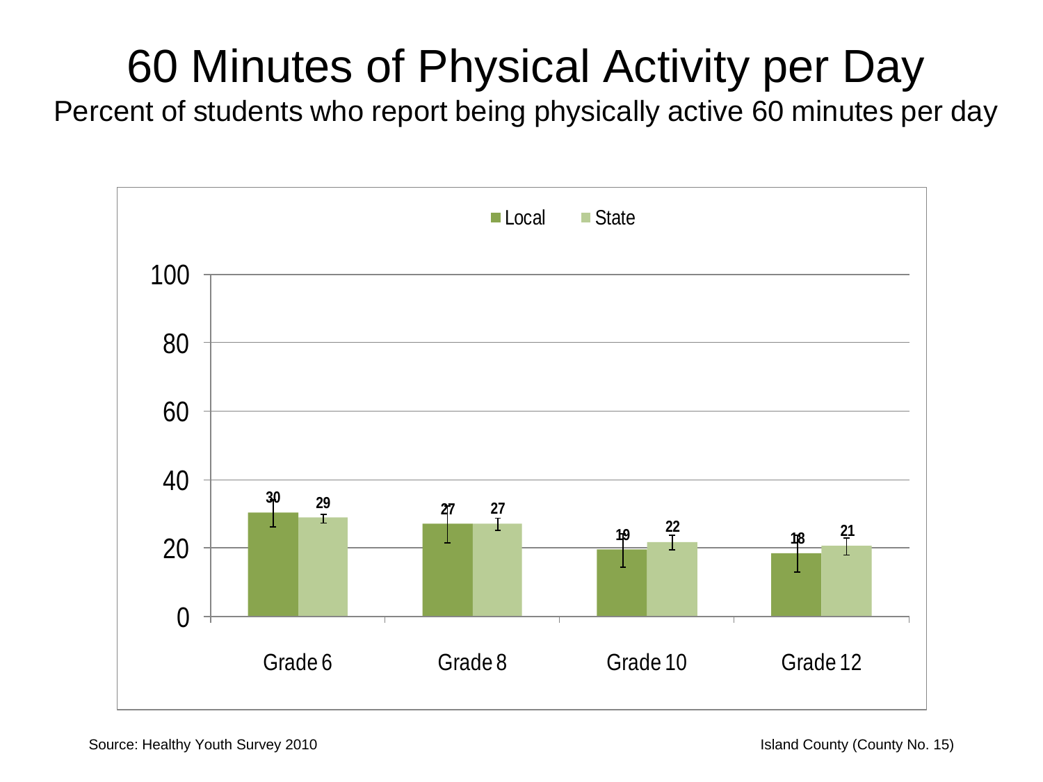# 60 Minutes of Physical Activity per Day

Percent of students who report being physically active 60 minutes per day

| | Local | State |
|---|---|---|
| Grade 6 | 30 | 29 |
| Grade 8 | 27 | 27 |
| Grade 10 | 19 | 22 |
| Grade 12 | 18 | 21 |

Source: Healthy Youth Survey 2010

Island County (County No. 15)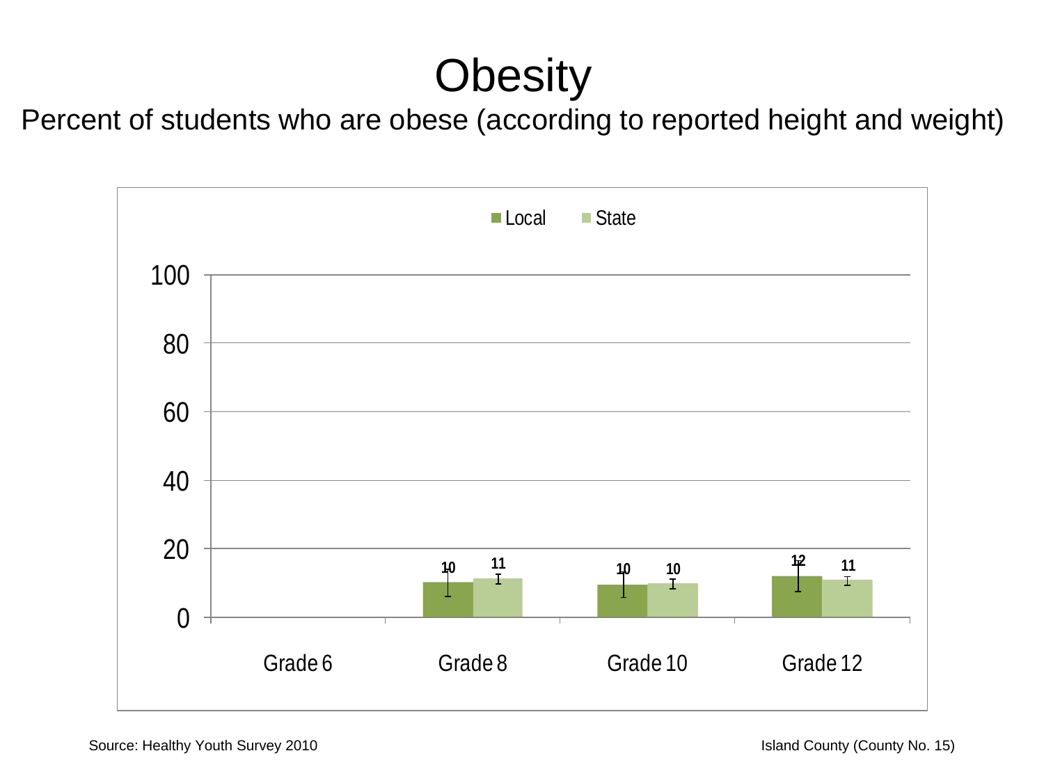# Obesity

Percent of students who are obese (according to reported height and weight)

| | Local | State |
|---|---|---|
| Grade 6 | | |
| Grade 8 | 10 | 11 |
| Grade 10 | 10 | 10 |
| Grade 12 | 12 | 11 |

Source: Healthy Youth Survey 2010

Island County (County No. 15)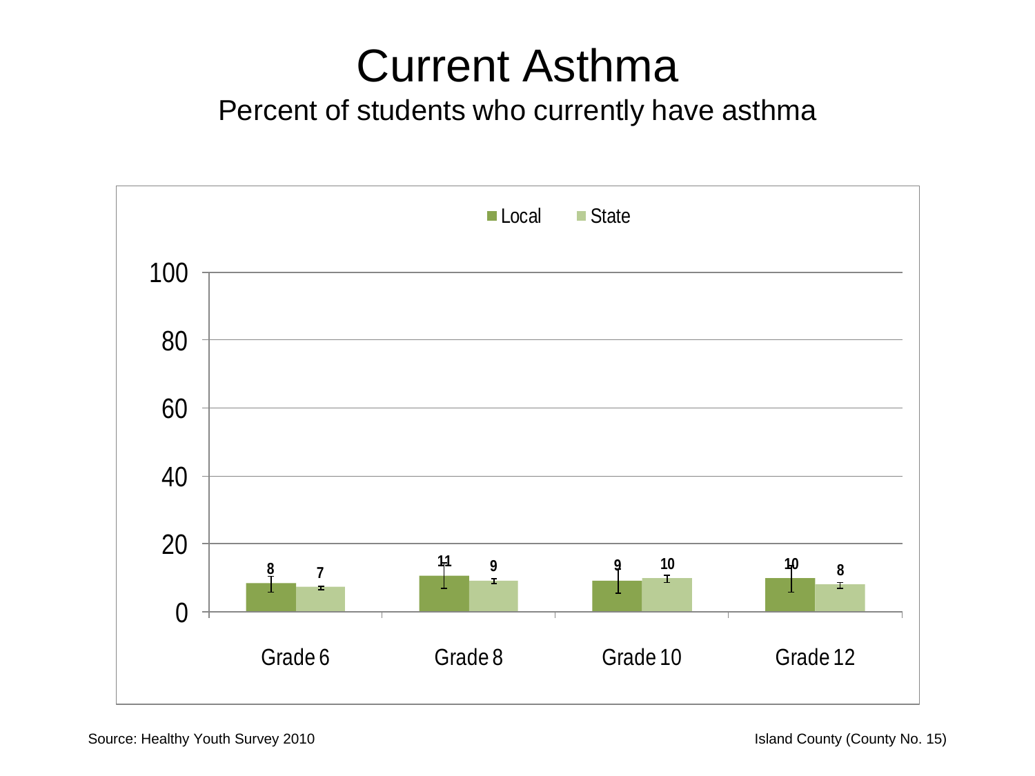# Current Asthma

## Percent of students who currently have asthma

| | Local | State |
|---|---|---|
| Grade 6 | 8 | 7 |
| Grade 8 | 11 | 9 |
| Grade 10 | 9 | 10 |
| Grade 12 | 10 | 8 |

Source: Healthy Youth Survey 2010

Island County (County No. 15)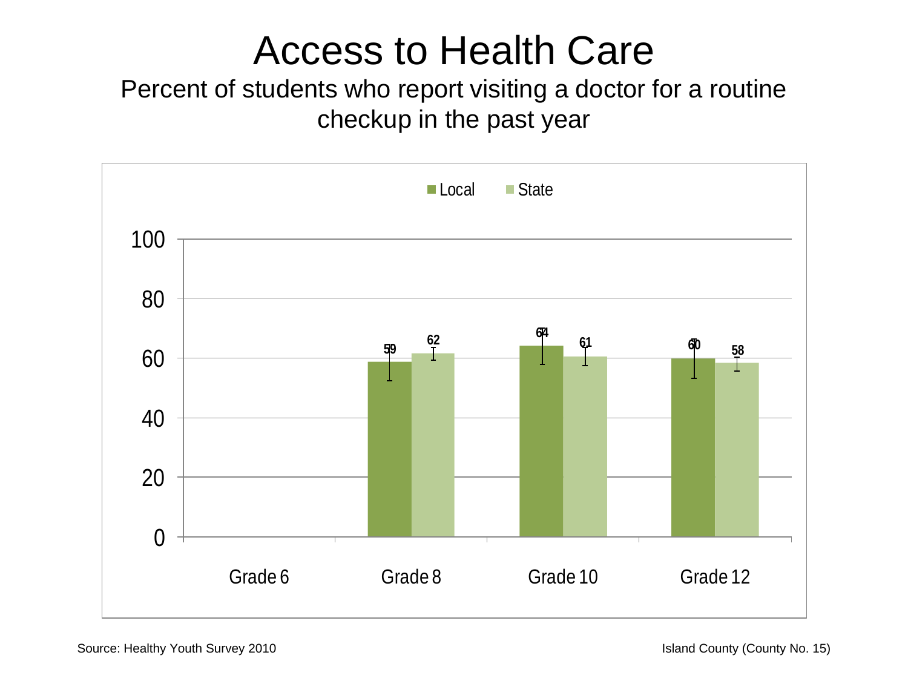# Access to Health Care

Percent of students who report visiting a doctor for a routine checkup in the past year

| | Local | State |
|---|---|---|
| Grade 6 | | |
| Grade 8 | 59 | 62 |
| Grade 10 | 64 | 61 |
| Grade 12 | 60 | 58 |

Source: Healthy Youth Survey 2010

Island County (County No. 15)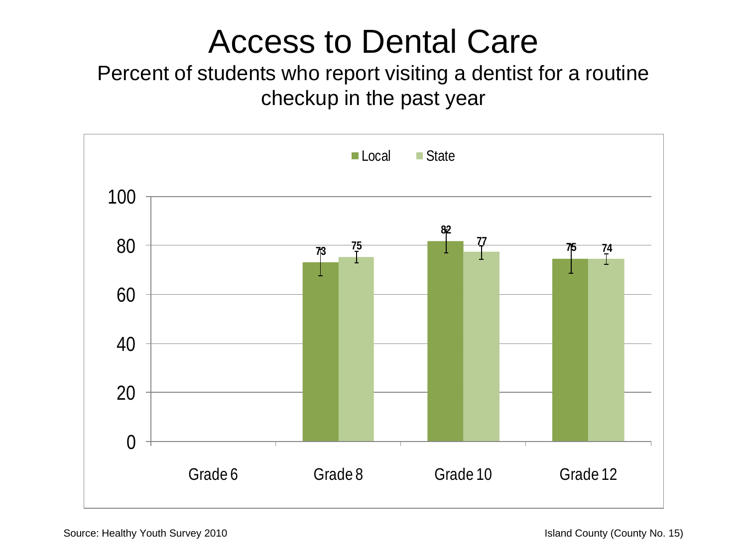# Access to Dental Care

Percent of students who report visiting a dentist for a routine checkup in the past year

| | Local | State |
|---|---|---|
| Grade 6 | | |
| Grade 8 | 73 | 75 |
| Grade 10 | 82 | 77 |
| Grade 12 | 75 | 74 |

Source: Healthy Youth Survey 2010

Island County (County No. 15)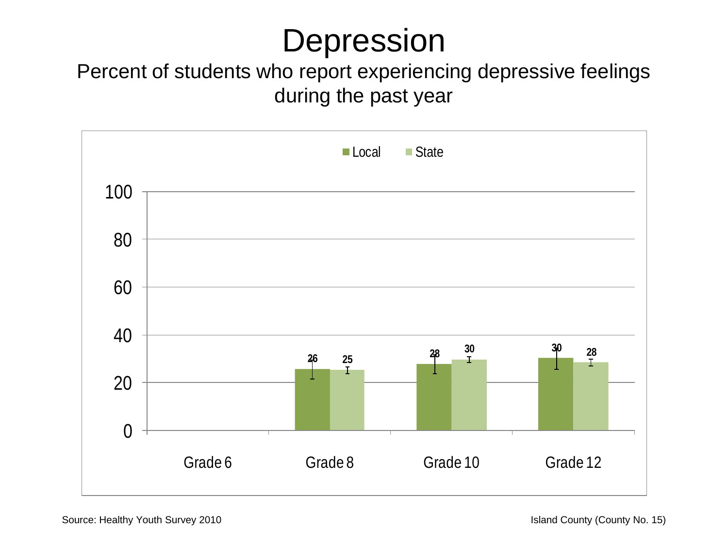# Depression

Percent of students who report experiencing depressive feelings during the past year

| | Local | State |
|---|---|---|
| Grade 6 | | |
| Grade 8 | 26 | 25 |
| Grade 10 | 28 | 30 |
| Grade 12 | 30 | 28 |

Source: Healthy Youth Survey 2010

Island County (County No. 15)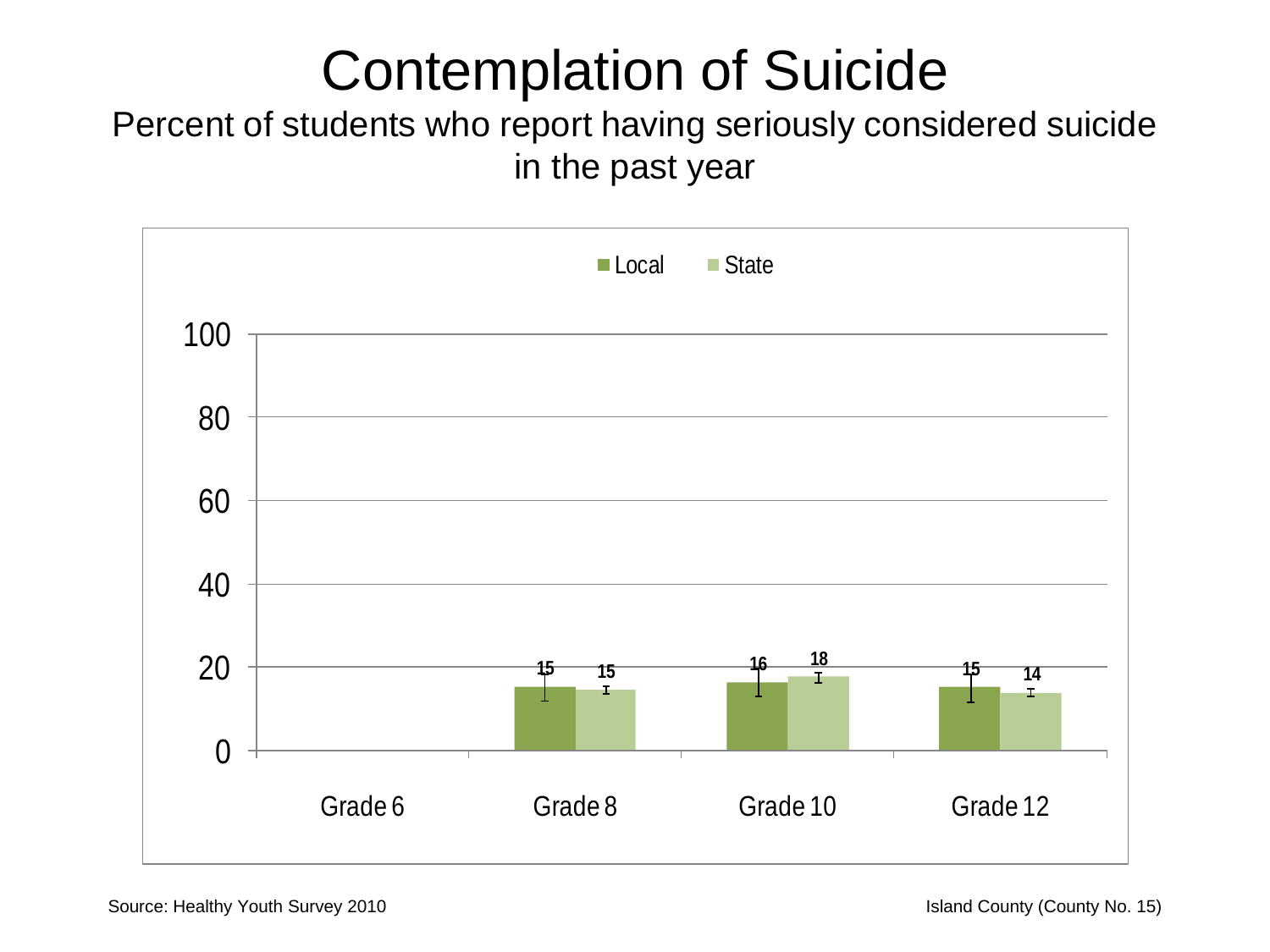# Contemplation of Suicide

Percent of students who report having seriously considered suicide in the past year

| | Local | State |
|---|---|---|
| Grade 6 | | |
| Grade 8 | 15 | 15 |
| Grade 10 | 16 | 18 |
| Grade 12 | 15 | 14 |

Source: Healthy Youth Survey 2010

Island County (County No. 15)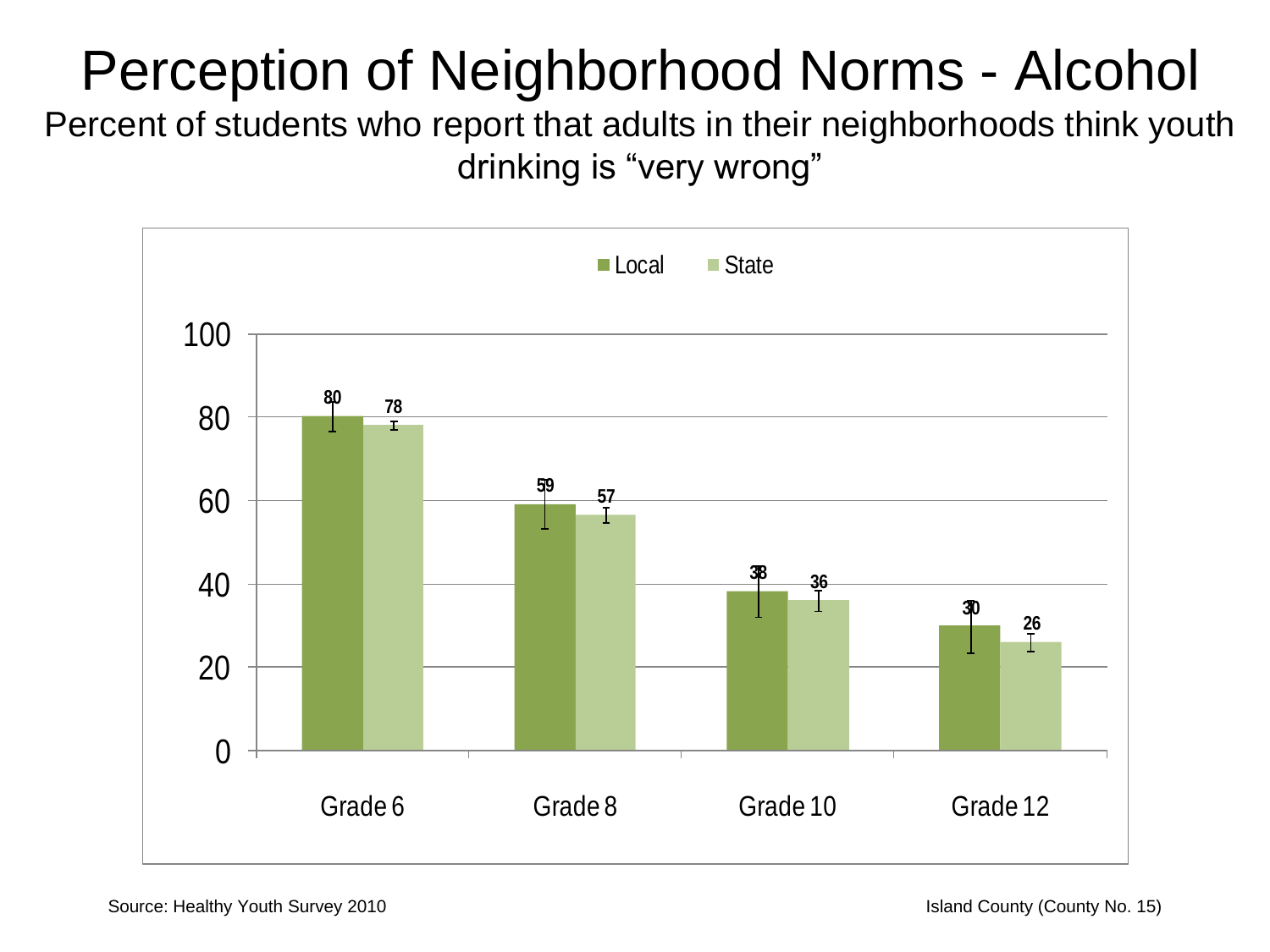# Perception of Neighborhood Norms - Alcohol

Percent of students who report that adults in their neighborhoods think youth drinking is "very wrong"

| | Local | State |
|---|---|---|
| Grade 6 | 80 | 78 |
| Grade 8 | 59 | 57 |
| Grade 10 | 38 | 36 |
| Grade 12 | 30 | 26 |

Source: Healthy Youth Survey 2010

Island County (County No. 15)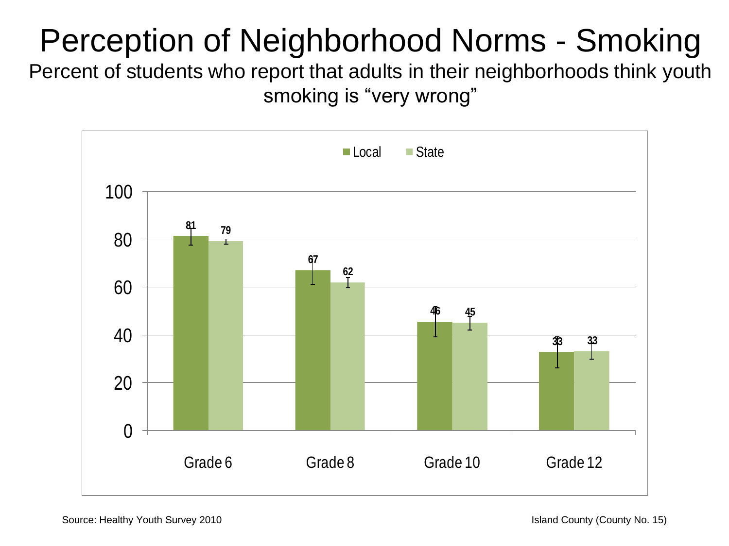# Perception of Neighborhood Norms - Smoking

Percent of students who report that adults in their neighborhoods think youth smoking is “very wrong”

| | Local | State |
| --- | --- | --- |
| Grade 6 | 81 | 79 |
| Grade 8 | 67 | 62 |
| Grade 10 | 46 | 45 |
| Grade 12 | 33 | 33 |

Source: Healthy Youth Survey 2010

Island County (County No. 15)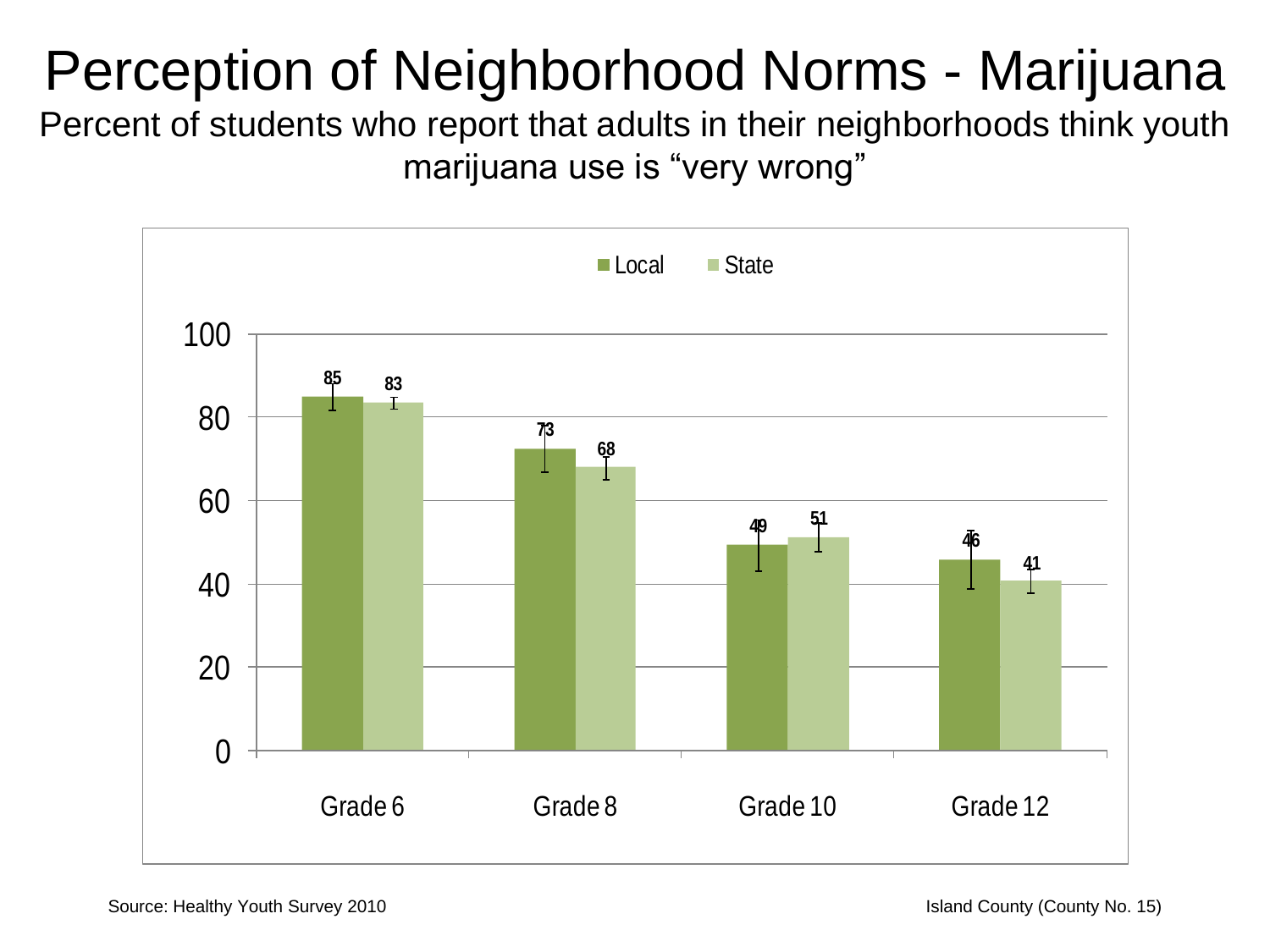# Perception of Neighborhood Norms - Marijuana

Percent of students who report that adults in their neighborhoods think youth marijuana use is "very wrong"

| | Local | State |
|---|---|---|
| Grade 6 | 85 | 83 |
| Grade 8 | 73 | 68 |
| Grade 10 | 49 | 51 |
| Grade 12 | 46 | 41 |

Source: Healthy Youth Survey 2010

Island County (County No. 15)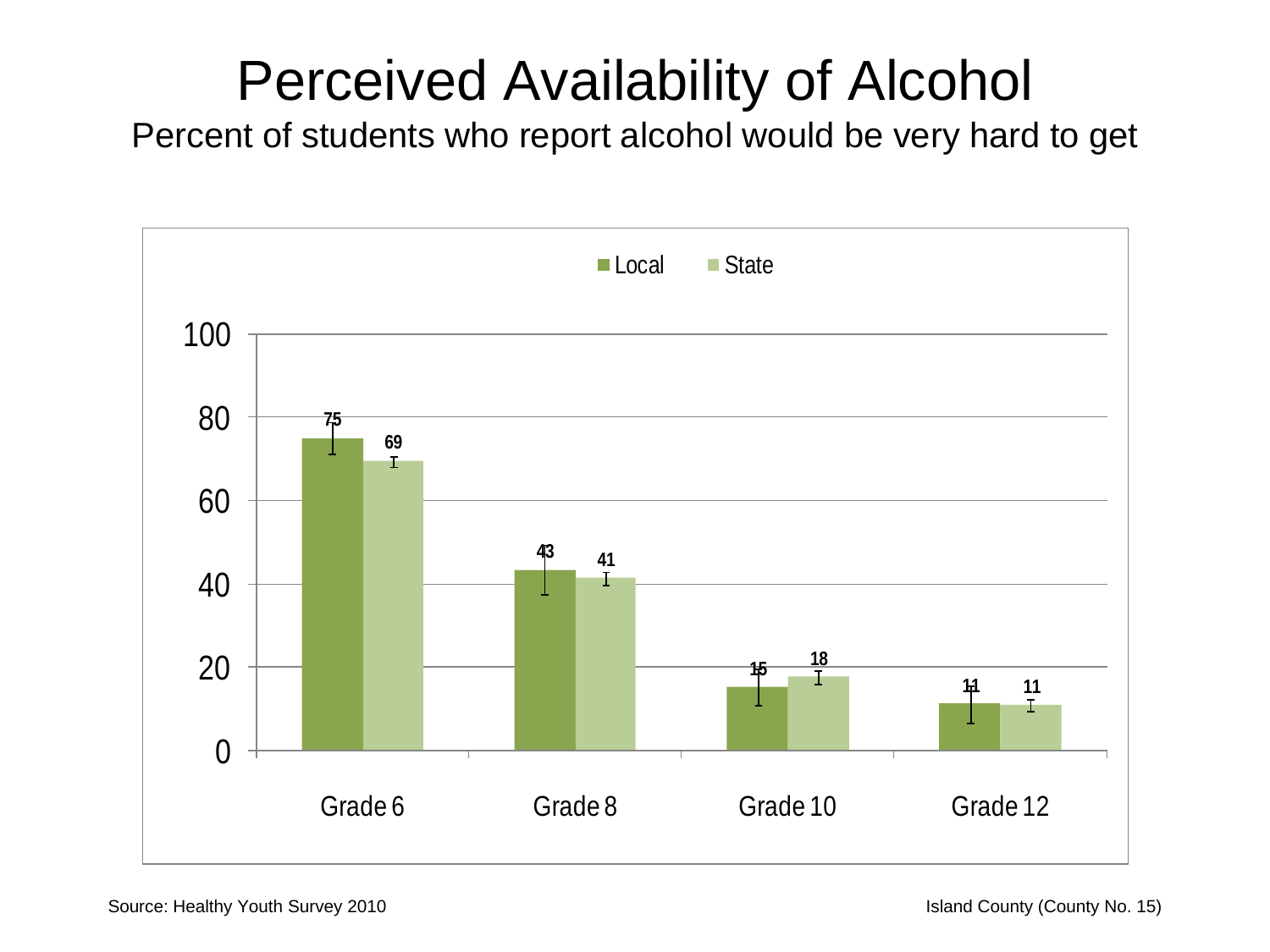# Perceived Availability of Alcohol

Percent of students who report alcohol would be very hard to get

| | Local | State |
|---|---|---|
| Grade 6 | 75 | 69 |
| Grade 8 | 43 | 41 |
| Grade 10 | 15 | 18 |
| Grade 12 | 11 | 11 |

Source: Healthy Youth Survey 2010

Island County (County No. 15)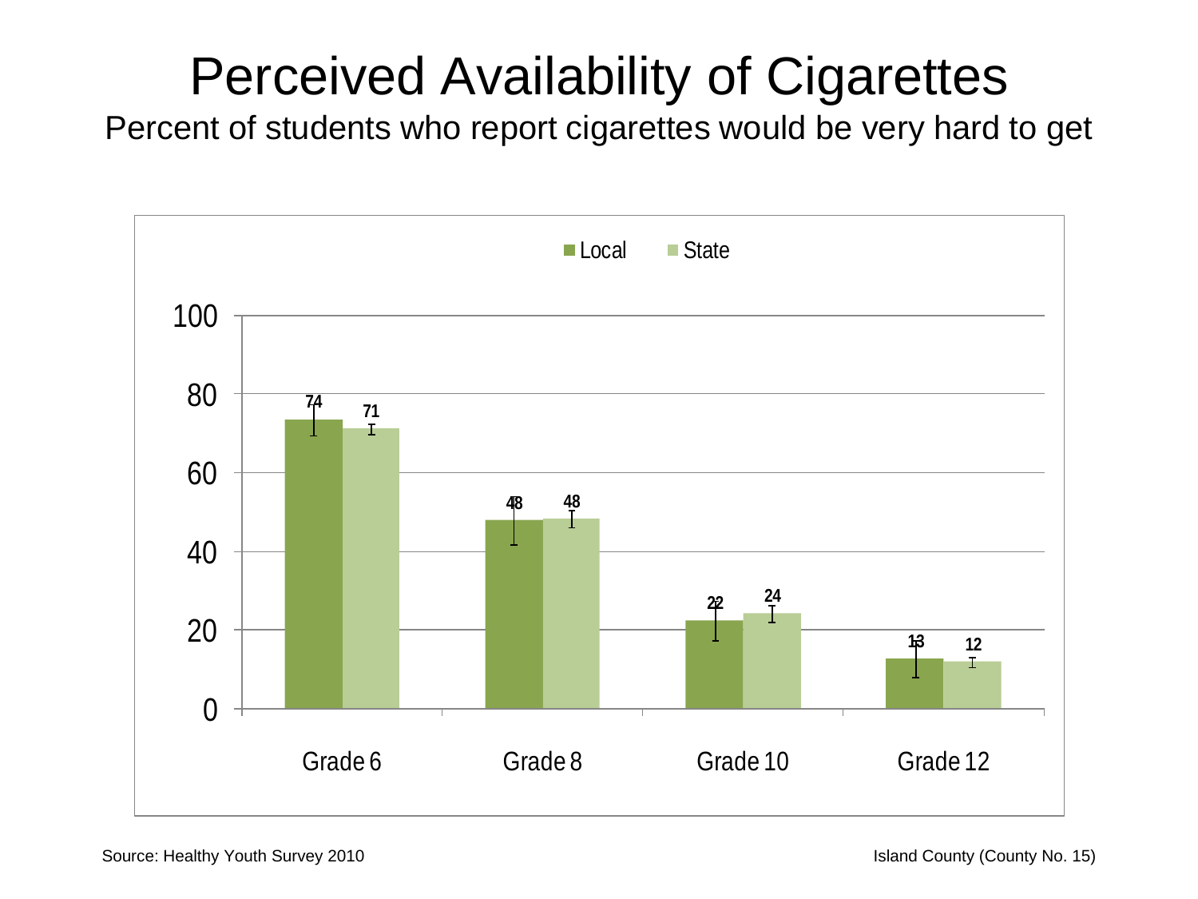# Perceived Availability of Cigarettes

Percent of students who report cigarettes would be very hard to get

| | Local | State |
|---|---|---|
| Grade 6 | 74 | 71 |
| Grade 8 | 48 | 48 |
| Grade 10 | 22 | 24 |
| Grade 12 | 13 | 12 |

Source: Healthy Youth Survey 2010

Island County (County No. 15)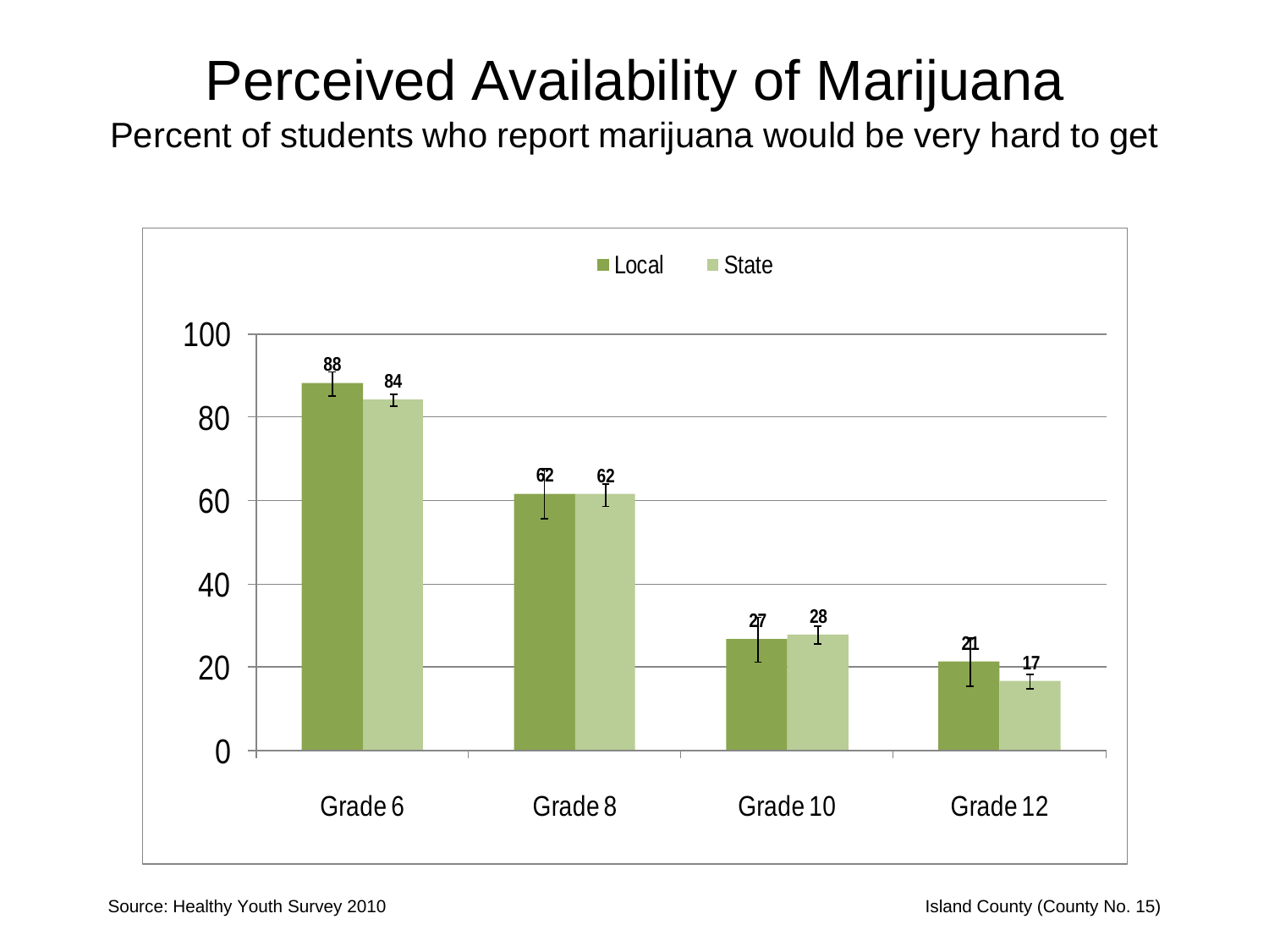# Perceived Availability of Marijuana

Percent of students who report marijuana would be very hard to get

| | Local | State |
|---|---|---|
| Grade 6 | 88 | 84 |
| Grade 8 | 62 | 62 |
| Grade 10 | 27 | 28 |
| Grade 12 | 21 | 17 |

Source: Healthy Youth Survey 2010

Island County (County No. 15)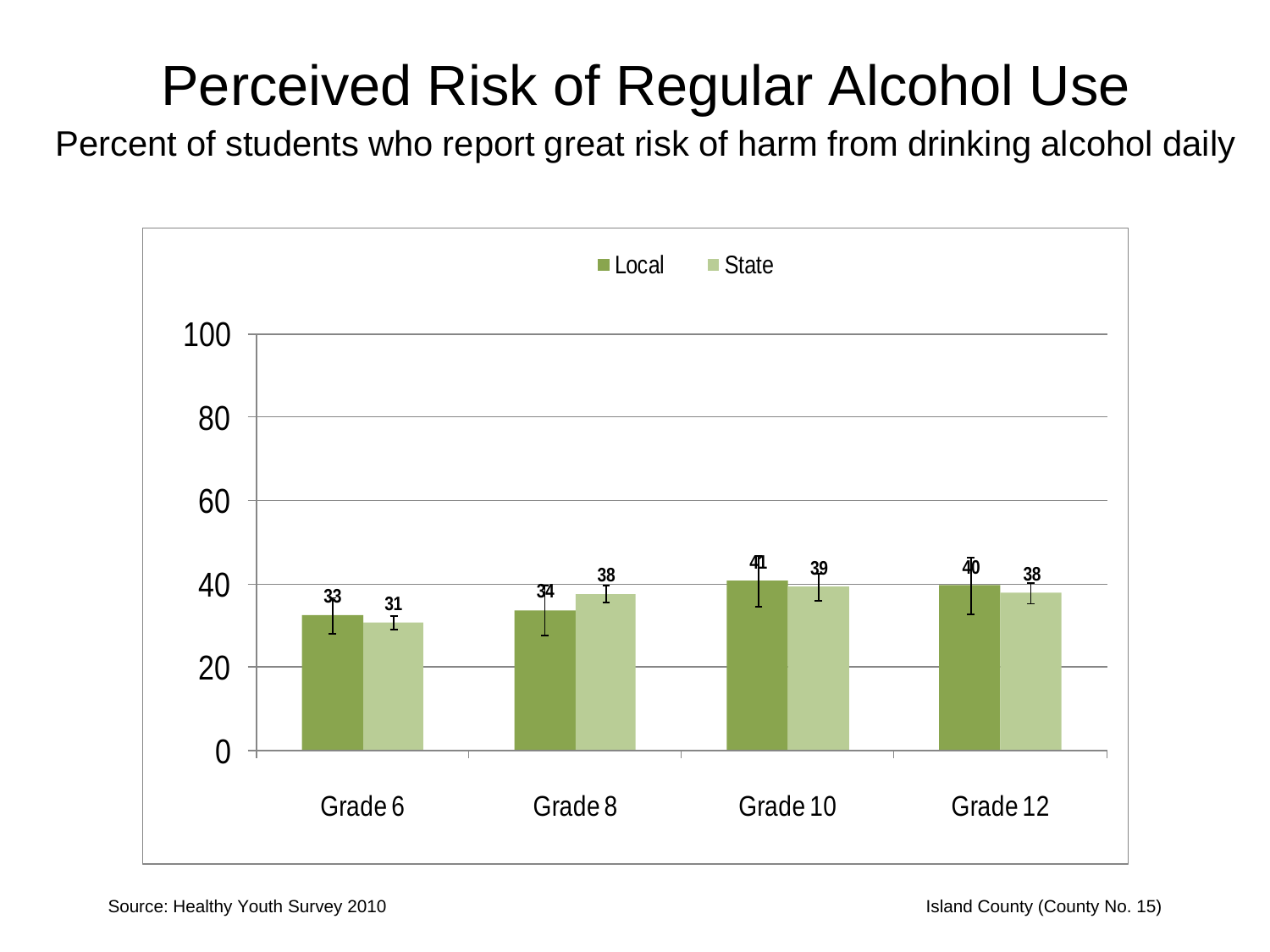# Perceived Risk of Regular Alcohol Use

Percent of students who report great risk of harm from drinking alcohol daily

| | Local | State |
|---|---|---|
| Grade 6 | 33 | 31 |
| Grade 8 | 34 | 38 |
| Grade 10 | 41 | 39 |
| Grade 12 | 40 | 38 |

Source: Healthy Youth Survey 2010

Island County (County No. 15)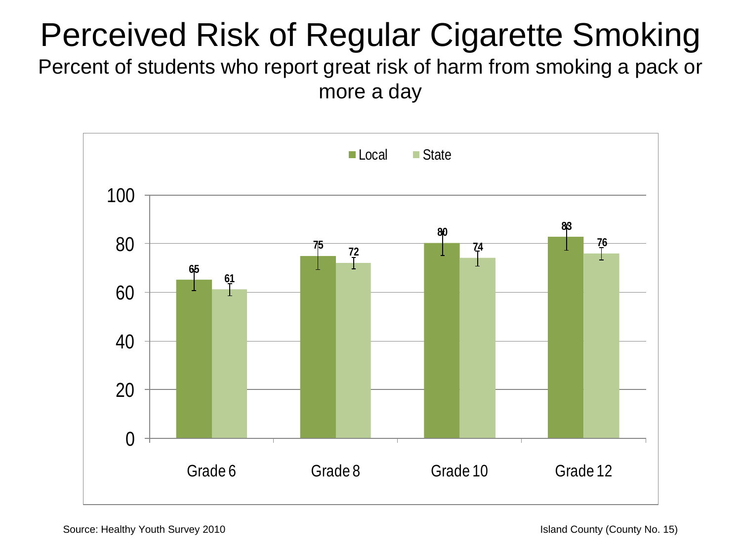# Perceived Risk of Regular Cigarette Smoking

Percent of students who report great risk of harm from smoking a pack or more a day

| | Local | State |
|---|---|---|
| Grade 6 | 65 | 61 |
| Grade 8 | 75 | 72 |
| Grade 10 | 80 | 74 |
| Grade 12 | 83 | 76 |

Source: Healthy Youth Survey 2010

Island County (County No. 15)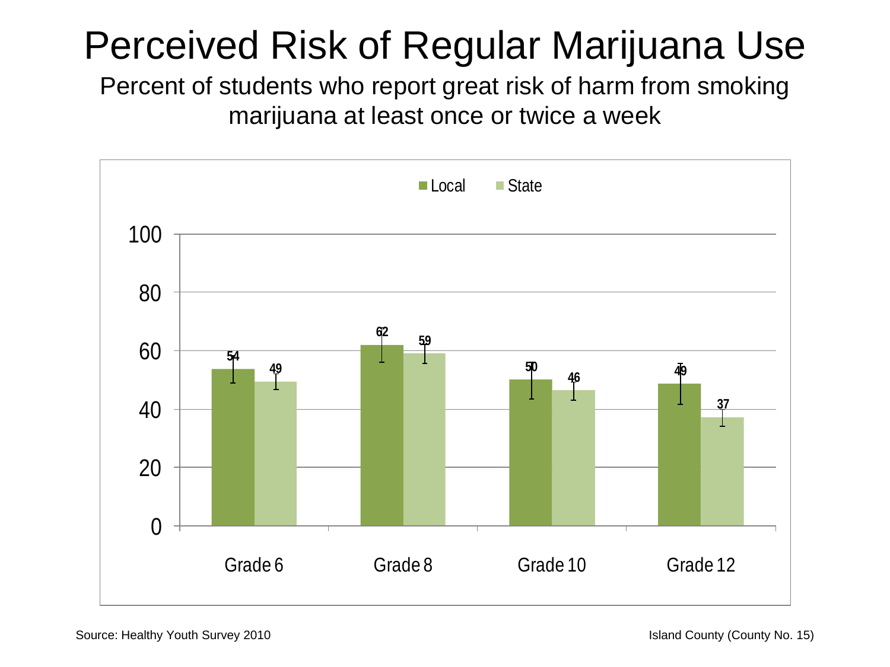# Perceived Risk of Regular Marijuana Use

Percent of students who report great risk of harm from smoking marijuana at least once or twice a week

| | Local | State |
|---|---|---|
| Grade 6 | 54 | 49 |
| Grade 8 | 62 | 59 |
| Grade 10 | 50 | 46 |
| Grade 12 | 49 | 37 |

Source: Healthy Youth Survey 2010

Island County (County No. 15)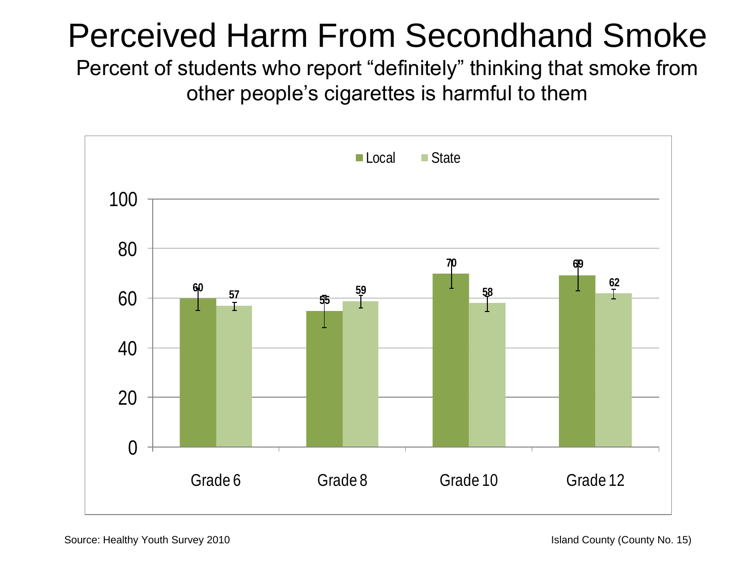# Perceived Harm From Secondhand Smoke

Percent of students who report “definitely” thinking that smoke from other people’s cigarettes is harmful to them

Local
State

100
80
60
40
20
0

60
57
55
59
70
58
69
62

Grade 6
Grade 8
Grade 10
Grade 12

Source: Healthy Youth Survey 2010

Island County (County No. 15)